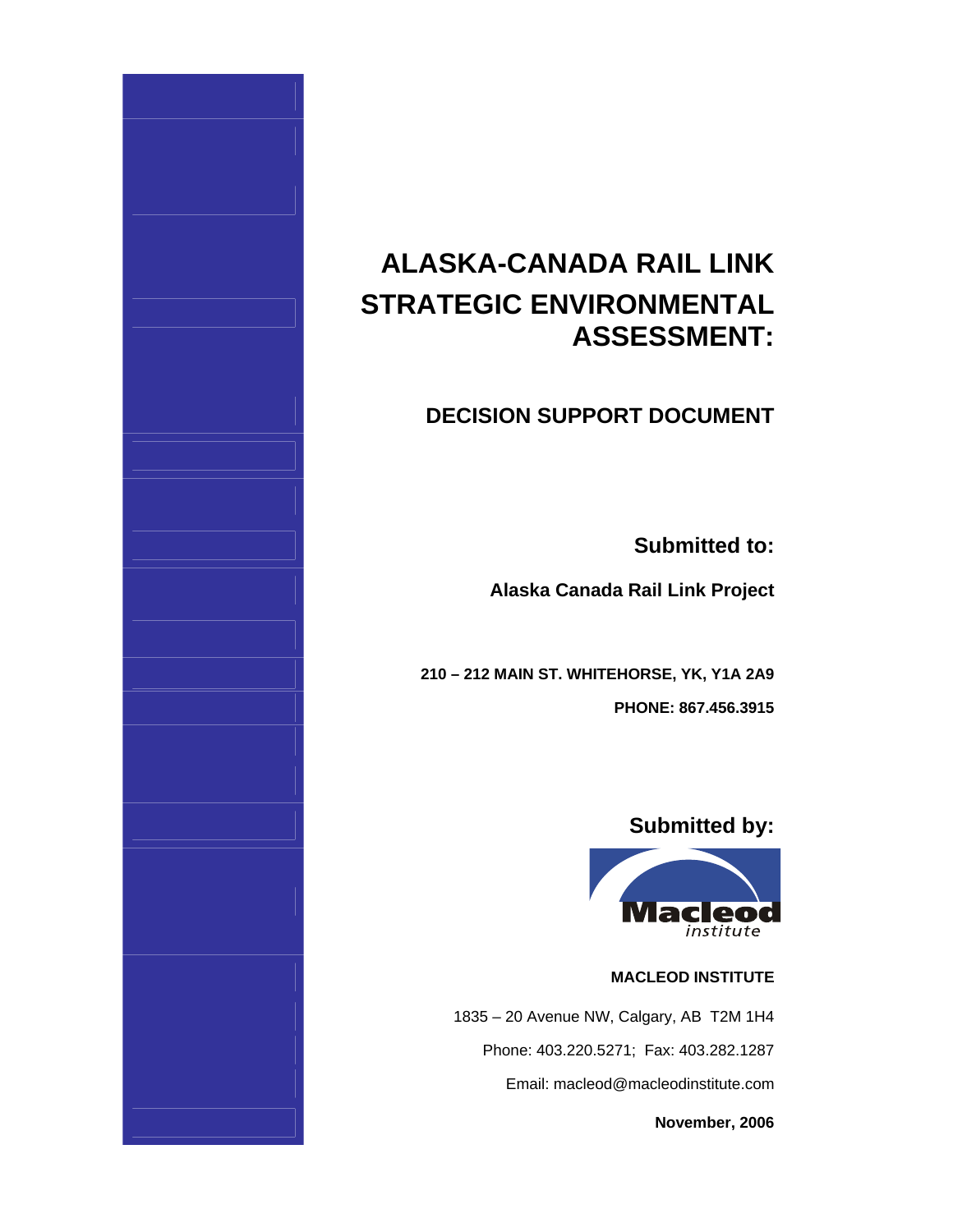# ALASKA-CANADA RAIL LINK STRATEGIC ENVIRONMENTAL ASSESSMENT:

## DECISION SUPPORT DOCUMENT

**Submitted to:**

**Alaska Canada Rail Link Project**

**210 – 212 MAIN ST. WHITEHORSE, YK, Y1A 2A9**

**PHONE: 867.456.3915**

**Submitted by:**

Macleod *institute*

**MACLEOD INSTITUTE**

1835 – 20 Avenue NW, Calgary, AB T2M 1H4

Phone: 403.220.5271; Fax: 403.282.1287

Email: macleod@macleodinstitute.com

**November, 2006**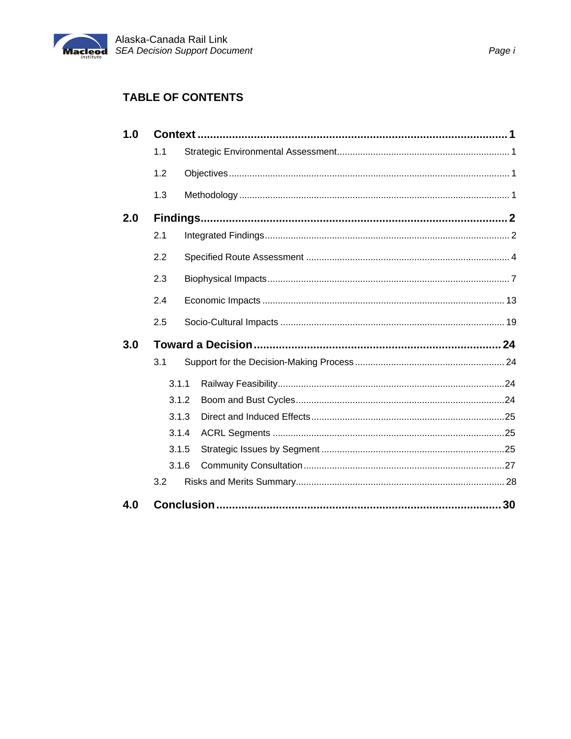## TABLE OF CONTENTS

**1.0 Context** ........ 1

- 1.1 Strategic Environmental Assessment ........ 1
- 1.2 Objectives ........ 1
- 1.3 Methodology ........ 1

**2.0 Findings** ........ 2

- 2.1 Integrated Findings ........ 2
- 2.2 Specified Route Assessment ........ 4
- 2.3 Biophysical Impacts ........ 7
- 2.4 Economic Impacts ........ 13
- 2.5 Socio-Cultural Impacts ........ 19

**3.0 Toward a Decision** ........ 24

- 3.1 Support for the Decision-Making Process ........ 24
  - 3.1.1 Railway Feasibility ........ 24
  - 3.1.2 Boom and Bust Cycles ........ 24
  - 3.1.3 Direct and Induced Effects ........ 25
  - 3.1.4 ACRL Segments ........ 25
  - 3.1.5 Strategic Issues by Segment ........ 25
  - 3.1.6 Community Consultation ........ 27
- 3.2 Risks and Merits Summary ........ 28

**4.0 Conclusion** ........ 30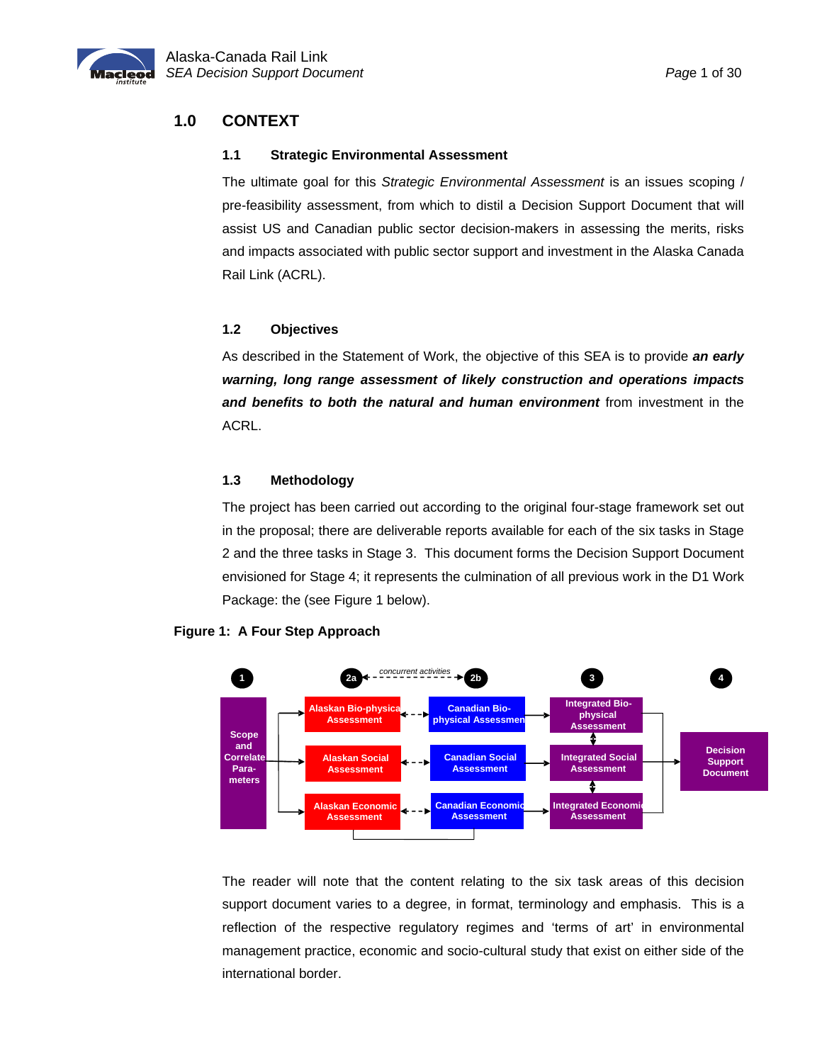# 1.0 CONTEXT

## 1.1 Strategic Environmental Assessment

The ultimate goal for this *Strategic Environmental Assessment* is an issues scoping / pre-feasibility assessment, from which to distil a Decision Support Document that will assist US and Canadian public sector decision-makers in assessing the merits, risks and impacts associated with public sector support and investment in the Alaska Canada Rail Link (ACRL).

## 1.2 Objectives

As described in the Statement of Work, the objective of this SEA is to provide ***an early warning, long range assessment of likely construction and operations impacts and benefits to both the natural and human environment*** from investment in the ACRL.

## 1.3 Methodology

The project has been carried out according to the original four-stage framework set out in the proposal; there are deliverable reports available for each of the six tasks in Stage 2 and the three tasks in Stage 3. This document forms the Decision Support Document envisioned for Stage 4; it represents the culmination of all previous work in the D1 Work Package: the (see Figure 1 below).

**Figure 1: A Four Step Approach**

1 — Scope and Correlate Parameters

2a — Alaskan Bio-physical Assessment; Alaskan Social Assessment; Alaskan Economic Assessment

2b — Canadian Bio-physical Assessment; Canadian Social Assessment; Canadian Economic Assessment

(2a and 2b: concurrent activities)

3 — Integrated Bio-physical Assessment; Integrated Social Assessment; Integrated Economic Assessment

4 — Decision Support Document

The reader will note that the content relating to the six task areas of this decision support document varies to a degree, in format, terminology and emphasis. This is a reflection of the respective regulatory regimes and 'terms of art' in environmental management practice, economic and socio-cultural study that exist on either side of the international border.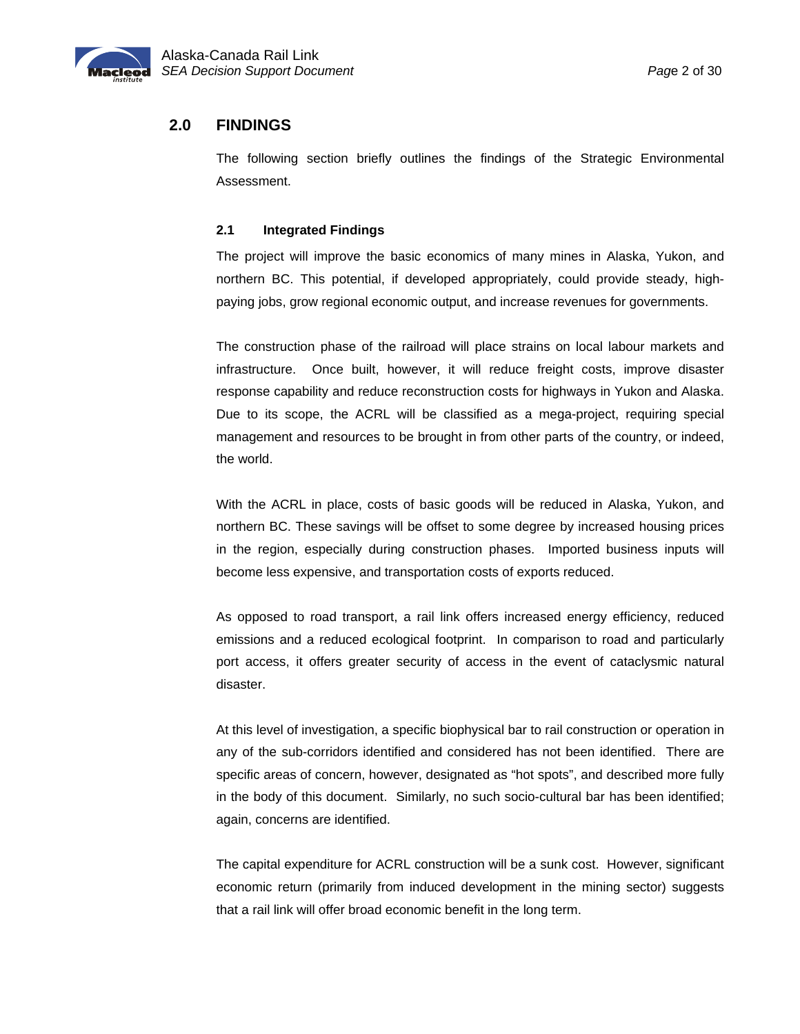## 2.0 FINDINGS

The following section briefly outlines the findings of the Strategic Environmental Assessment.

### 2.1 Integrated Findings

The project will improve the basic economics of many mines in Alaska, Yukon, and northern BC. This potential, if developed appropriately, could provide steady, high-paying jobs, grow regional economic output, and increase revenues for governments.

The construction phase of the railroad will place strains on local labour markets and infrastructure. Once built, however, it will reduce freight costs, improve disaster response capability and reduce reconstruction costs for highways in Yukon and Alaska. Due to its scope, the ACRL will be classified as a mega-project, requiring special management and resources to be brought in from other parts of the country, or indeed, the world.

With the ACRL in place, costs of basic goods will be reduced in Alaska, Yukon, and northern BC. These savings will be offset to some degree by increased housing prices in the region, especially during construction phases. Imported business inputs will become less expensive, and transportation costs of exports reduced.

As opposed to road transport, a rail link offers increased energy efficiency, reduced emissions and a reduced ecological footprint. In comparison to road and particularly port access, it offers greater security of access in the event of cataclysmic natural disaster.

At this level of investigation, a specific biophysical bar to rail construction or operation in any of the sub-corridors identified and considered has not been identified. There are specific areas of concern, however, designated as "hot spots", and described more fully in the body of this document. Similarly, no such socio-cultural bar has been identified; again, concerns are identified.

The capital expenditure for ACRL construction will be a sunk cost. However, significant economic return (primarily from induced development in the mining sector) suggests that a rail link will offer broad economic benefit in the long term.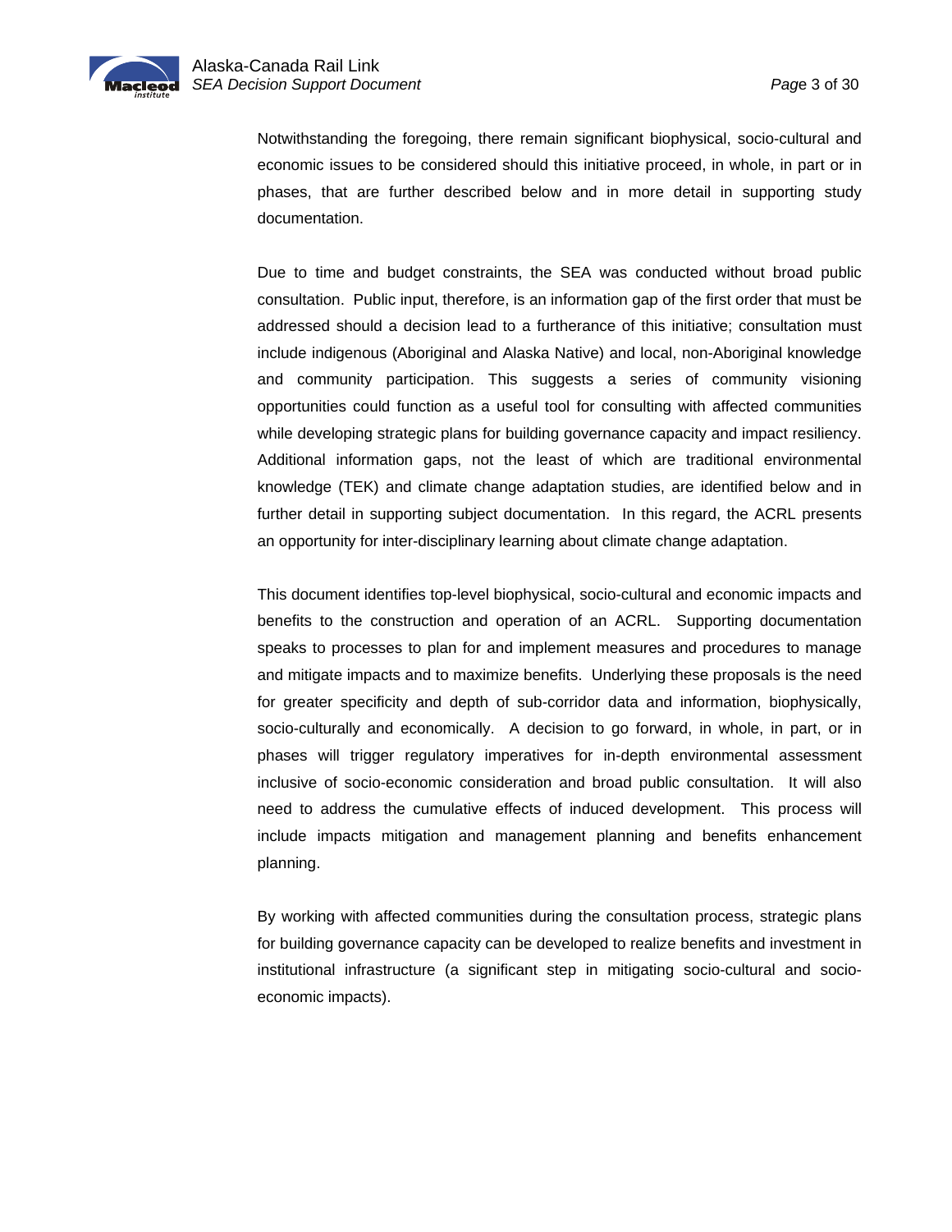Notwithstanding the foregoing, there remain significant biophysical, socio-cultural and economic issues to be considered should this initiative proceed, in whole, in part or in phases, that are further described below and in more detail in supporting study documentation.

Due to time and budget constraints, the SEA was conducted without broad public consultation. Public input, therefore, is an information gap of the first order that must be addressed should a decision lead to a furtherance of this initiative; consultation must include indigenous (Aboriginal and Alaska Native) and local, non-Aboriginal knowledge and community participation. This suggests a series of community visioning opportunities could function as a useful tool for consulting with affected communities while developing strategic plans for building governance capacity and impact resiliency. Additional information gaps, not the least of which are traditional environmental knowledge (TEK) and climate change adaptation studies, are identified below and in further detail in supporting subject documentation. In this regard, the ACRL presents an opportunity for inter-disciplinary learning about climate change adaptation.

This document identifies top-level biophysical, socio-cultural and economic impacts and benefits to the construction and operation of an ACRL. Supporting documentation speaks to processes to plan for and implement measures and procedures to manage and mitigate impacts and to maximize benefits. Underlying these proposals is the need for greater specificity and depth of sub-corridor data and information, biophysically, socio-culturally and economically. A decision to go forward, in whole, in part, or in phases will trigger regulatory imperatives for in-depth environmental assessment inclusive of socio-economic consideration and broad public consultation. It will also need to address the cumulative effects of induced development. This process will include impacts mitigation and management planning and benefits enhancement planning.

By working with affected communities during the consultation process, strategic plans for building governance capacity can be developed to realize benefits and investment in institutional infrastructure (a significant step in mitigating socio-cultural and socio-economic impacts).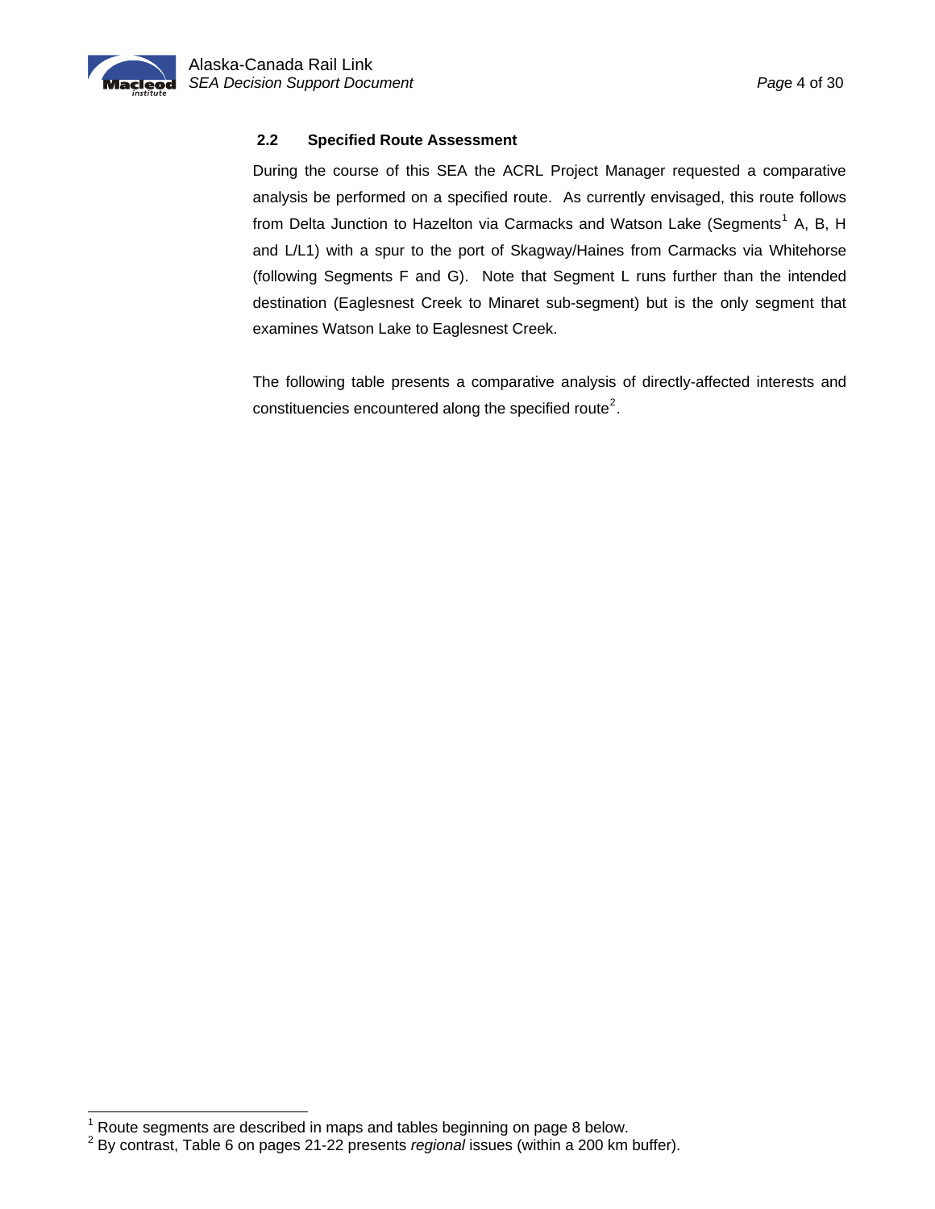## 2.2 Specified Route Assessment

During the course of this SEA the ACRL Project Manager requested a comparative analysis be performed on a specified route. As currently envisaged, this route follows from Delta Junction to Hazelton via Carmacks and Watson Lake (Segments[1] A, B, H and L/L1) with a spur to the port of Skagway/Haines from Carmacks via Whitehorse (following Segments F and G). Note that Segment L runs further than the intended destination (Eaglesnest Creek to Minaret sub-segment) but is the only segment that examines Watson Lake to Eaglesnest Creek.

The following table presents a comparative analysis of directly-affected interests and constituencies encountered along the specified route[2].

[1] Route segments are described in maps and tables beginning on page 8 below.

[2] By contrast, Table 6 on pages 21-22 presents *regional* issues (within a 200 km buffer).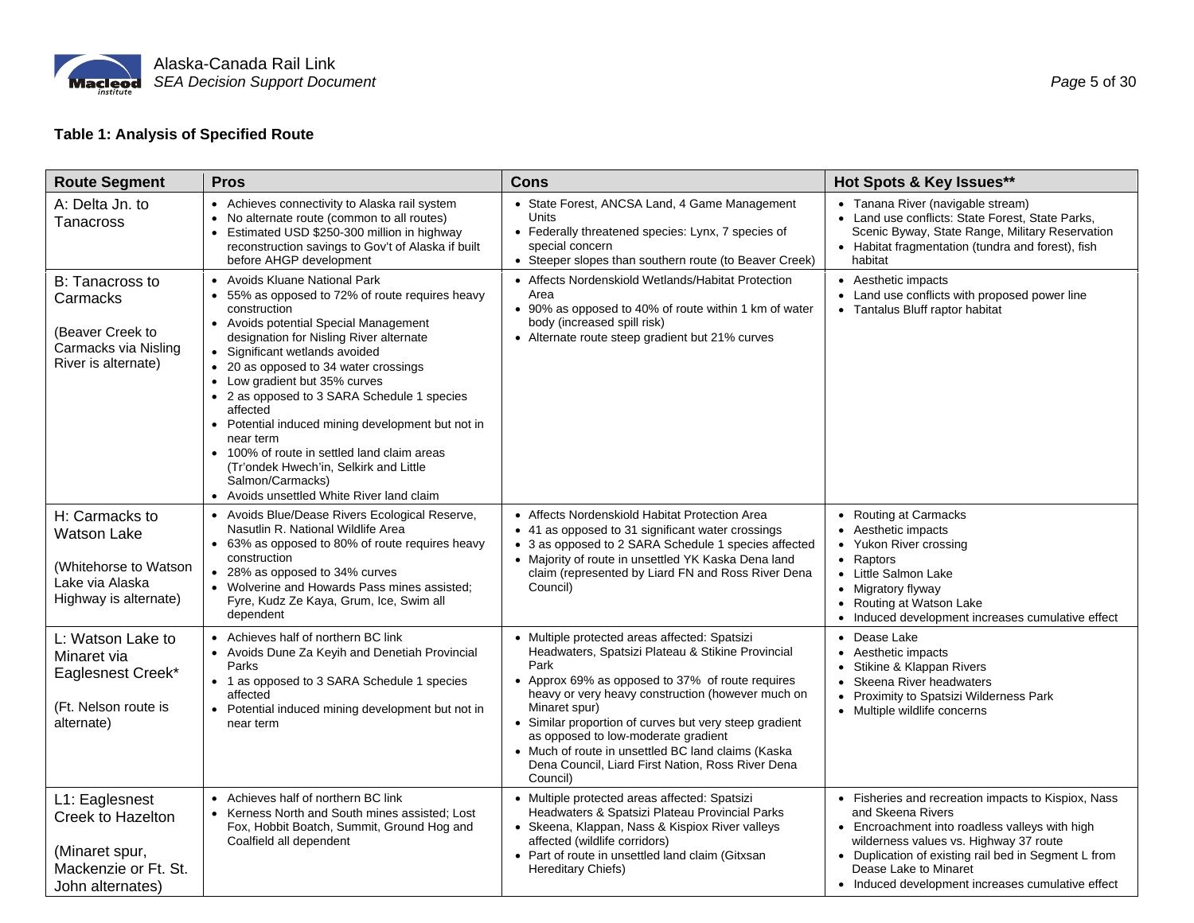**Table 1: Analysis of Specified Route**

| Route Segment | Pros | Cons | Hot Spots & Key Issues** |
|---|---|---|---|
| A: Delta Jn. to Tanacross | • Achieves connectivity to Alaska rail system<br>• No alternate route (common to all routes)<br>• Estimated USD $250-300 million in highway reconstruction savings to Gov't of Alaska if built before AHGP development | • State Forest, ANCSA Land, 4 Game Management Units<br>• Federally threatened species: Lynx, 7 species of special concern<br>• Steeper slopes than southern route (to Beaver Creek) | • Tanana River (navigable stream)<br>• Land use conflicts: State Forest, State Parks, Scenic Byway, State Range, Military Reservation<br>• Habitat fragmentation (tundra and forest), fish habitat |
| B: Tanacross to Carmacks<br><br>(Beaver Creek to Carmacks via Nisling River is alternate) | • Avoids Kluane National Park<br>• 55% as opposed to 72% of route requires heavy construction<br>• Avoids potential Special Management designation for Nisling River alternate<br>• Significant wetlands avoided<br>• 20 as opposed to 34 water crossings<br>• Low gradient but 35% curves<br>• 2 as opposed to 3 SARA Schedule 1 species affected<br>• Potential induced mining development but not in near term<br>• 100% of route in settled land claim areas (Tr'ondek Hwech'in, Selkirk and Little Salmon/Carmacks)<br>• Avoids unsettled White River land claim | • Affects Nordenskiold Wetlands/Habitat Protection Area<br>• 90% as opposed to 40% of route within 1 km of water body (increased spill risk)<br>• Alternate route steep gradient but 21% curves | • Aesthetic impacts<br>• Land use conflicts with proposed power line<br>• Tantalus Bluff raptor habitat |
| H: Carmacks to Watson Lake<br><br>(Whitehorse to Watson Lake via Alaska Highway is alternate) | • Avoids Blue/Dease Rivers Ecological Reserve, Nasutlin R. National Wildlife Area<br>• 63% as opposed to 80% of route requires heavy construction<br>• 28% as opposed to 34% curves<br>• Wolverine and Howards Pass mines assisted; Fyre, Kudz Ze Kaya, Grum, Ice, Swim all dependent | • Affects Nordenskiold Habitat Protection Area<br>• 41 as opposed to 31 significant water crossings<br>• 3 as opposed to 2 SARA Schedule 1 species affected<br>• Majority of route in unsettled YK Kaska Dena land claim (represented by Liard FN and Ross River Dena Council) | • Routing at Carmacks<br>• Aesthetic impacts<br>• Yukon River crossing<br>• Raptors<br>• Little Salmon Lake<br>• Migratory flyway<br>• Routing at Watson Lake<br>• Induced development increases cumulative effect |
| L: Watson Lake to Minaret via Eaglesnest Creek*<br><br>(Ft. Nelson route is alternate) | • Achieves half of northern BC link<br>• Avoids Dune Za Keyih and Denetiah Provincial Parks<br>• 1 as opposed to 3 SARA Schedule 1 species affected<br>• Potential induced mining development but not in near term | • Multiple protected areas affected: Spatsizi Headwaters, Spatsizi Plateau & Stikine Provincial Park<br>• Approx 69% as opposed to 37% of route requires heavy or very heavy construction (however much on Minaret spur)<br>• Similar proportion of curves but very steep gradient as opposed to low-moderate gradient<br>• Much of route in unsettled BC land claims (Kaska Dena Council, Liard First Nation, Ross River Dena Council) | • Dease Lake<br>• Aesthetic impacts<br>• Stikine & Klappan Rivers<br>• Skeena River headwaters<br>• Proximity to Spatsizi Wilderness Park<br>• Multiple wildlife concerns |
| L1: Eaglesnest Creek to Hazelton<br><br>(Minaret spur, Mackenzie or Ft. St. John alternates) | • Achieves half of northern BC link<br>• Kerness North and South mines assisted; Lost Fox, Hobbit Boatch, Summit, Ground Hog and Coalfield all dependent | • Multiple protected areas affected: Spatsizi Headwaters & Spatsizi Plateau Provincial Parks<br>• Skeena, Klappan, Nass & Kispiox River valleys affected (wildlife corridors)<br>• Part of route in unsettled land claim (Gitxsan Hereditary Chiefs) | • Fisheries and recreation impacts to Kispiox, Nass and Skeena Rivers<br>• Encroachment into roadless valleys with high wilderness values vs. Highway 37 route<br>• Duplication of existing rail bed in Segment L from Dease Lake to Minaret<br>• Induced development increases cumulative effect |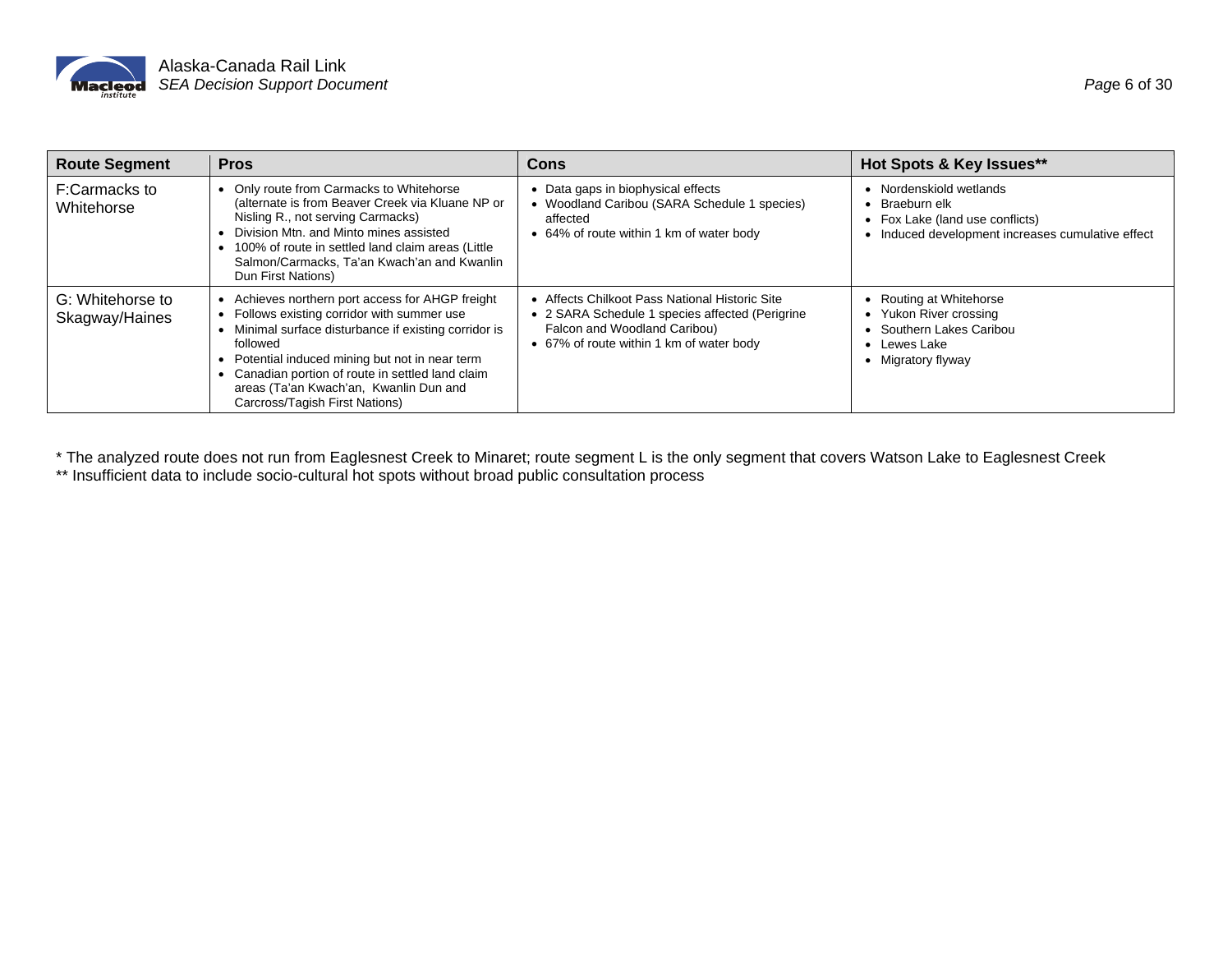| Route Segment | Pros | Cons | Hot Spots & Key Issues** |
|---|---|---|---|
| F:Carmacks to Whitehorse | • Only route from Carmacks to Whitehorse (alternate is from Beaver Creek via Kluane NP or Nisling R., not serving Carmacks)<br>• Division Mtn. and Minto mines assisted<br>• 100% of route in settled land claim areas (Little Salmon/Carmacks, Ta'an Kwach'an and Kwanlin Dun First Nations) | • Data gaps in biophysical effects<br>• Woodland Caribou (SARA Schedule 1 species) affected<br>• 64% of route within 1 km of water body | • Nordenskiold wetlands<br>• Braeburn elk<br>• Fox Lake (land use conflicts)<br>• Induced development increases cumulative effect |
| G: Whitehorse to Skagway/Haines | • Achieves northern port access for AHGP freight<br>• Follows existing corridor with summer use<br>• Minimal surface disturbance if existing corridor is followed<br>• Potential induced mining but not in near term<br>• Canadian portion of route in settled land claim areas (Ta'an Kwach'an, Kwanlin Dun and Carcross/Tagish First Nations) | • Affects Chilkoot Pass National Historic Site<br>• 2 SARA Schedule 1 species affected (Perigrine Falcon and Woodland Caribou)<br>• 67% of route within 1 km of water body | • Routing at Whitehorse<br>• Yukon River crossing<br>• Southern Lakes Caribou<br>• Lewes Lake<br>• Migratory flyway |

* The analyzed route does not run from Eaglesnest Creek to Minaret; route segment L is the only segment that covers Watson Lake to Eaglesnest Creek

** Insufficient data to include socio-cultural hot spots without broad public consultation process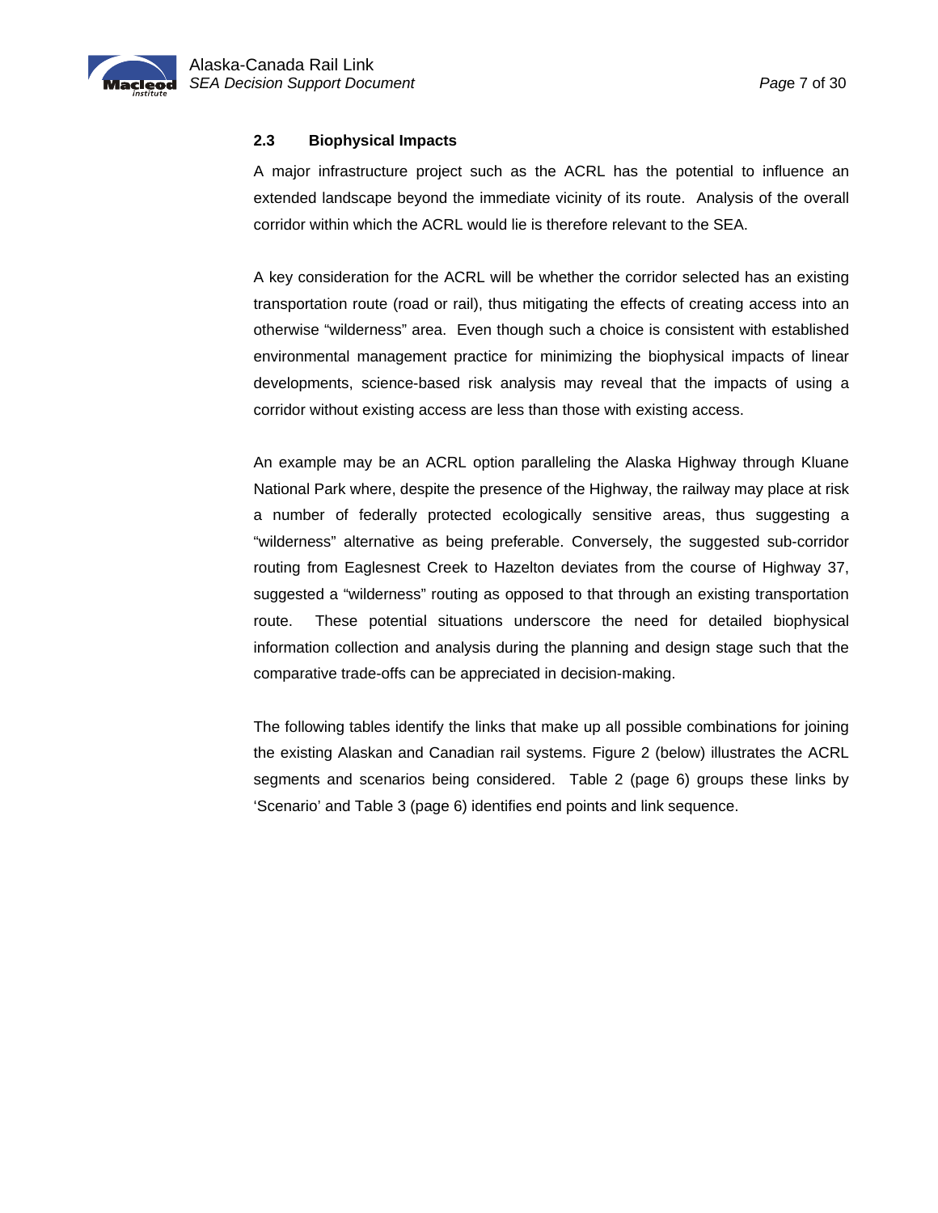### 2.3 Biophysical Impacts

A major infrastructure project such as the ACRL has the potential to influence an extended landscape beyond the immediate vicinity of its route. Analysis of the overall corridor within which the ACRL would lie is therefore relevant to the SEA.

A key consideration for the ACRL will be whether the corridor selected has an existing transportation route (road or rail), thus mitigating the effects of creating access into an otherwise "wilderness" area. Even though such a choice is consistent with established environmental management practice for minimizing the biophysical impacts of linear developments, science-based risk analysis may reveal that the impacts of using a corridor without existing access are less than those with existing access.

An example may be an ACRL option paralleling the Alaska Highway through Kluane National Park where, despite the presence of the Highway, the railway may place at risk a number of federally protected ecologically sensitive areas, thus suggesting a "wilderness" alternative as being preferable. Conversely, the suggested sub-corridor routing from Eaglesnest Creek to Hazelton deviates from the course of Highway 37, suggested a "wilderness" routing as opposed to that through an existing transportation route. These potential situations underscore the need for detailed biophysical information collection and analysis during the planning and design stage such that the comparative trade-offs can be appreciated in decision-making.

The following tables identify the links that make up all possible combinations for joining the existing Alaskan and Canadian rail systems. Figure 2 (below) illustrates the ACRL segments and scenarios being considered. Table 2 (page 6) groups these links by 'Scenario' and Table 3 (page 6) identifies end points and link sequence.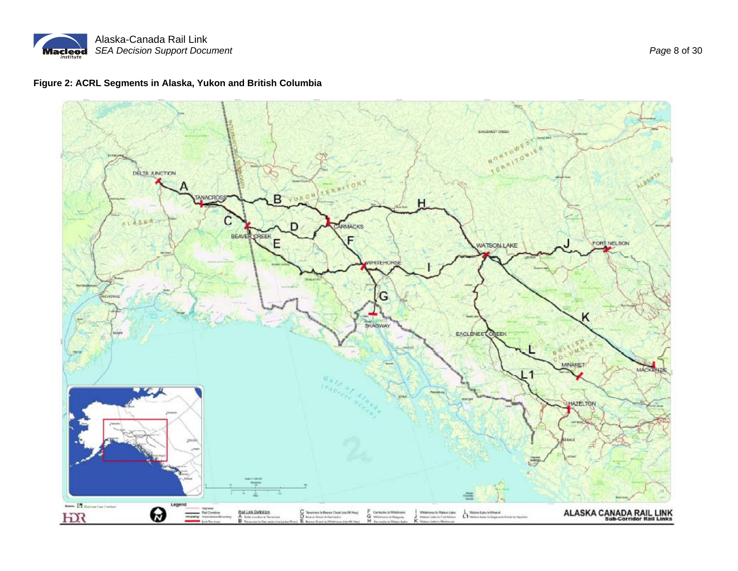**Figure 2: ACRL Segments in Alaska, Yukon and British Columbia**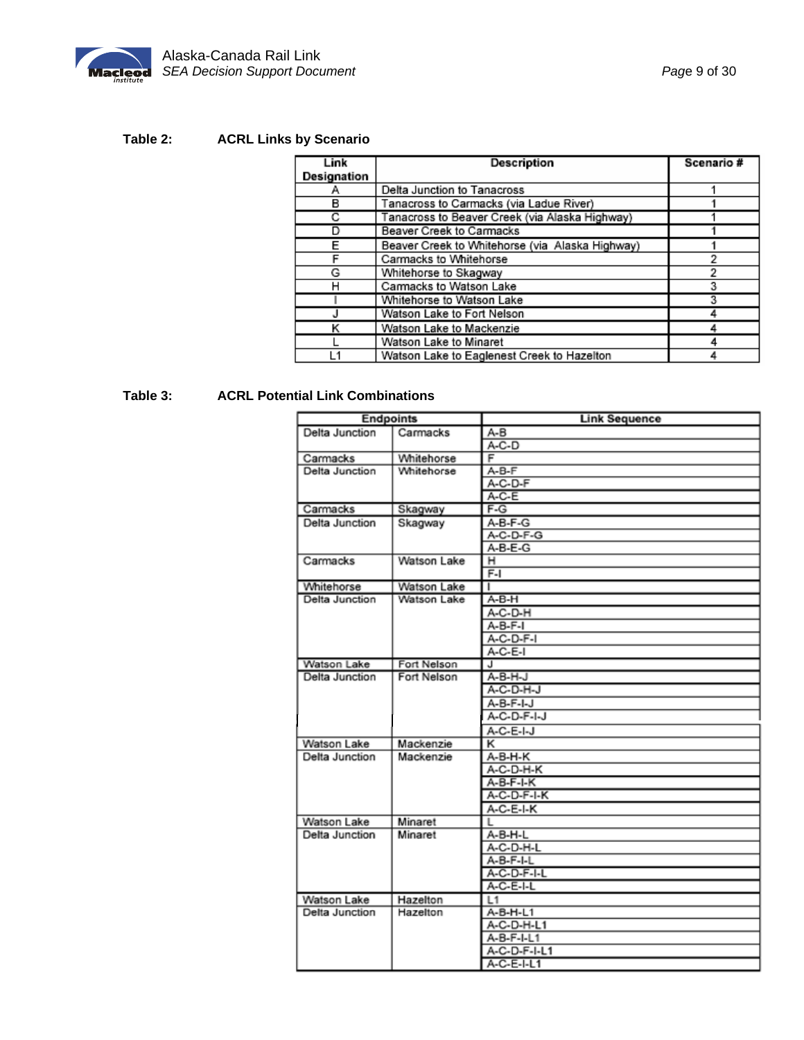**Table 2: ACRL Links by Scenario**

| Link Designation | Description | Scenario # |
|---|---|---|
| A | Delta Junction to Tanacross | 1 |
| B | Tanacross to Carmacks (via Ladue River) | 1 |
| C | Tanacross to Beaver Creek (via Alaska Highway) | 1 |
| D | Beaver Creek to Carmacks | 1 |
| E | Beaver Creek to Whitehorse (via Alaska Highway) | 1 |
| F | Carmacks to Whitehorse | 2 |
| G | Whitehorse to Skagway | 2 |
| H | Carmacks to Watson Lake | 3 |
| I | Whitehorse to Watson Lake | 3 |
| J | Watson Lake to Fort Nelson | 4 |
| K | Watson Lake to Mackenzie | 4 |
| L | Watson Lake to Minaret | 4 |
| L1 | Watson Lake to Eaglenest Creek to Hazelton | 4 |

**Table 3: ACRL Potential Link Combinations**

| Endpoints | | Link Sequence |
|---|---|---|
| Delta Junction | Carmacks | A-B |
| | | A-C-D |
| Carmacks | Whitehorse | F |
| Delta Junction | Whitehorse | A-B-F |
| | | A-C-D-F |
| | | A-C-E |
| Carmacks | Skagway | F-G |
| Delta Junction | Skagway | A-B-F-G |
| | | A-C-D-F-G |
| | | A-B-E-G |
| Carmacks | Watson Lake | H |
| | | F-I |
| Whitehorse | Watson Lake | I |
| Delta Junction | Watson Lake | A-B-H |
| | | A-C-D-H |
| | | A-B-F-I |
| | | A-C-D-F-I |
| | | A-C-E-I |
| Watson Lake | Fort Nelson | J |
| Delta Junction | Fort Nelson | A-B-H-J |
| | | A-C-D-H-J |
| | | A-B-F-I-J |
| | | A-C-D-F-I-J |
| | | A-C-E-I-J |
| Watson Lake | Mackenzie | K |
| Delta Junction | Mackenzie | A-B-H-K |
| | | A-C-D-H-K |
| | | A-B-F-I-K |
| | | A-C-D-F-I-K |
| | | A-C-E-I-K |
| Watson Lake | Minaret | L |
| Delta Junction | Minaret | A-B-H-L |
| | | A-C-D-H-L |
| | | A-B-F-I-L |
| | | A-C-D-F-I-L |
| | | A-C-E-I-L |
| Watson Lake | Hazelton | L1 |
| Delta Junction | Hazelton | A-B-H-L1 |
| | | A-C-D-H-L1 |
| | | A-B-F-I-L1 |
| | | A-C-D-F-I-L1 |
| | | A-C-E-I-L1 |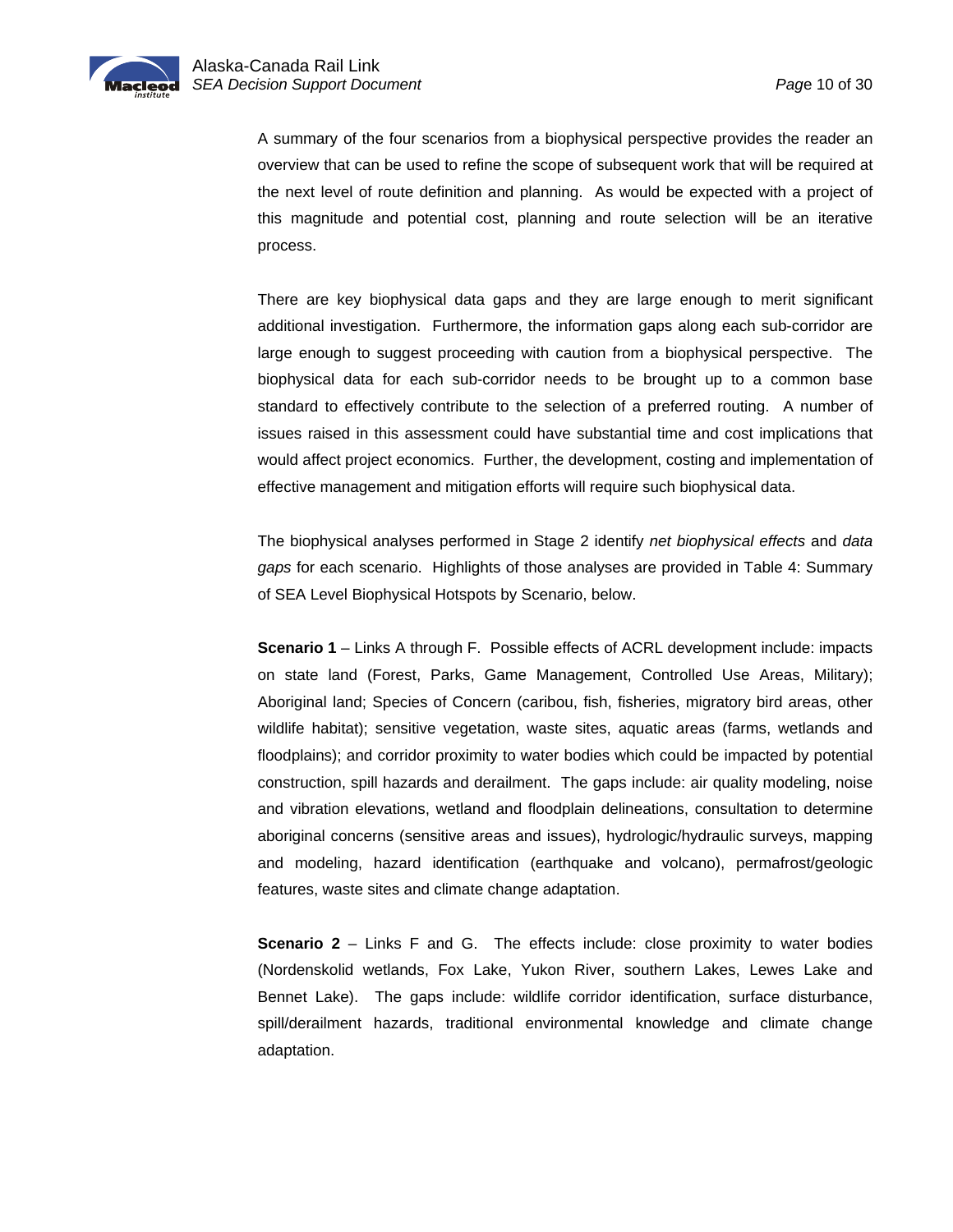A summary of the four scenarios from a biophysical perspective provides the reader an overview that can be used to refine the scope of subsequent work that will be required at the next level of route definition and planning. As would be expected with a project of this magnitude and potential cost, planning and route selection will be an iterative process.

There are key biophysical data gaps and they are large enough to merit significant additional investigation. Furthermore, the information gaps along each sub-corridor are large enough to suggest proceeding with caution from a biophysical perspective. The biophysical data for each sub-corridor needs to be brought up to a common base standard to effectively contribute to the selection of a preferred routing. A number of issues raised in this assessment could have substantial time and cost implications that would affect project economics. Further, the development, costing and implementation of effective management and mitigation efforts will require such biophysical data.

The biophysical analyses performed in Stage 2 identify *net biophysical effects* and *data gaps* for each scenario. Highlights of those analyses are provided in Table 4: Summary of SEA Level Biophysical Hotspots by Scenario, below.

**Scenario 1** – Links A through F. Possible effects of ACRL development include: impacts on state land (Forest, Parks, Game Management, Controlled Use Areas, Military); Aboriginal land; Species of Concern (caribou, fish, fisheries, migratory bird areas, other wildlife habitat); sensitive vegetation, waste sites, aquatic areas (farms, wetlands and floodplains); and corridor proximity to water bodies which could be impacted by potential construction, spill hazards and derailment. The gaps include: air quality modeling, noise and vibration elevations, wetland and floodplain delineations, consultation to determine aboriginal concerns (sensitive areas and issues), hydrologic/hydraulic surveys, mapping and modeling, hazard identification (earthquake and volcano), permafrost/geologic features, waste sites and climate change adaptation.

**Scenario 2** – Links F and G. The effects include: close proximity to water bodies (Nordenskolid wetlands, Fox Lake, Yukon River, southern Lakes, Lewes Lake and Bennet Lake). The gaps include: wildlife corridor identification, surface disturbance, spill/derailment hazards, traditional environmental knowledge and climate change adaptation.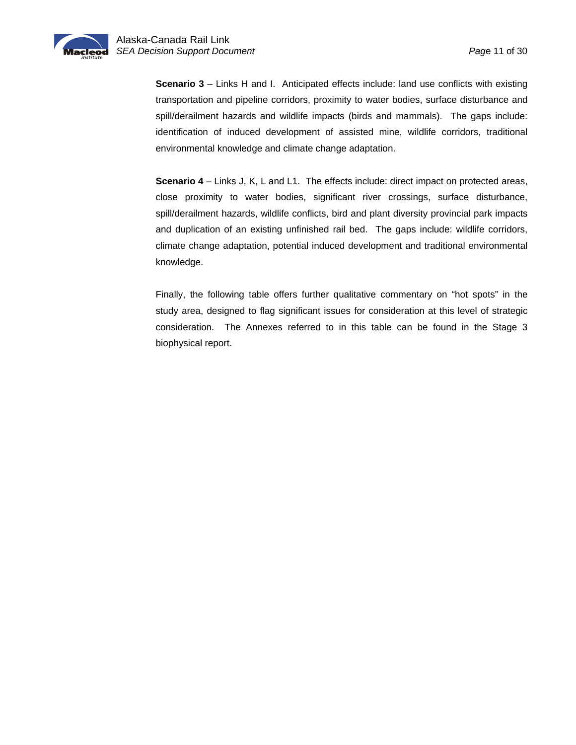**Scenario 3** – Links H and I. Anticipated effects include: land use conflicts with existing transportation and pipeline corridors, proximity to water bodies, surface disturbance and spill/derailment hazards and wildlife impacts (birds and mammals). The gaps include: identification of induced development of assisted mine, wildlife corridors, traditional environmental knowledge and climate change adaptation.

**Scenario 4** – Links J, K, L and L1. The effects include: direct impact on protected areas, close proximity to water bodies, significant river crossings, surface disturbance, spill/derailment hazards, wildlife conflicts, bird and plant diversity provincial park impacts and duplication of an existing unfinished rail bed. The gaps include: wildlife corridors, climate change adaptation, potential induced development and traditional environmental knowledge.

Finally, the following table offers further qualitative commentary on "hot spots" in the study area, designed to flag significant issues for consideration at this level of strategic consideration. The Annexes referred to in this table can be found in the Stage 3 biophysical report.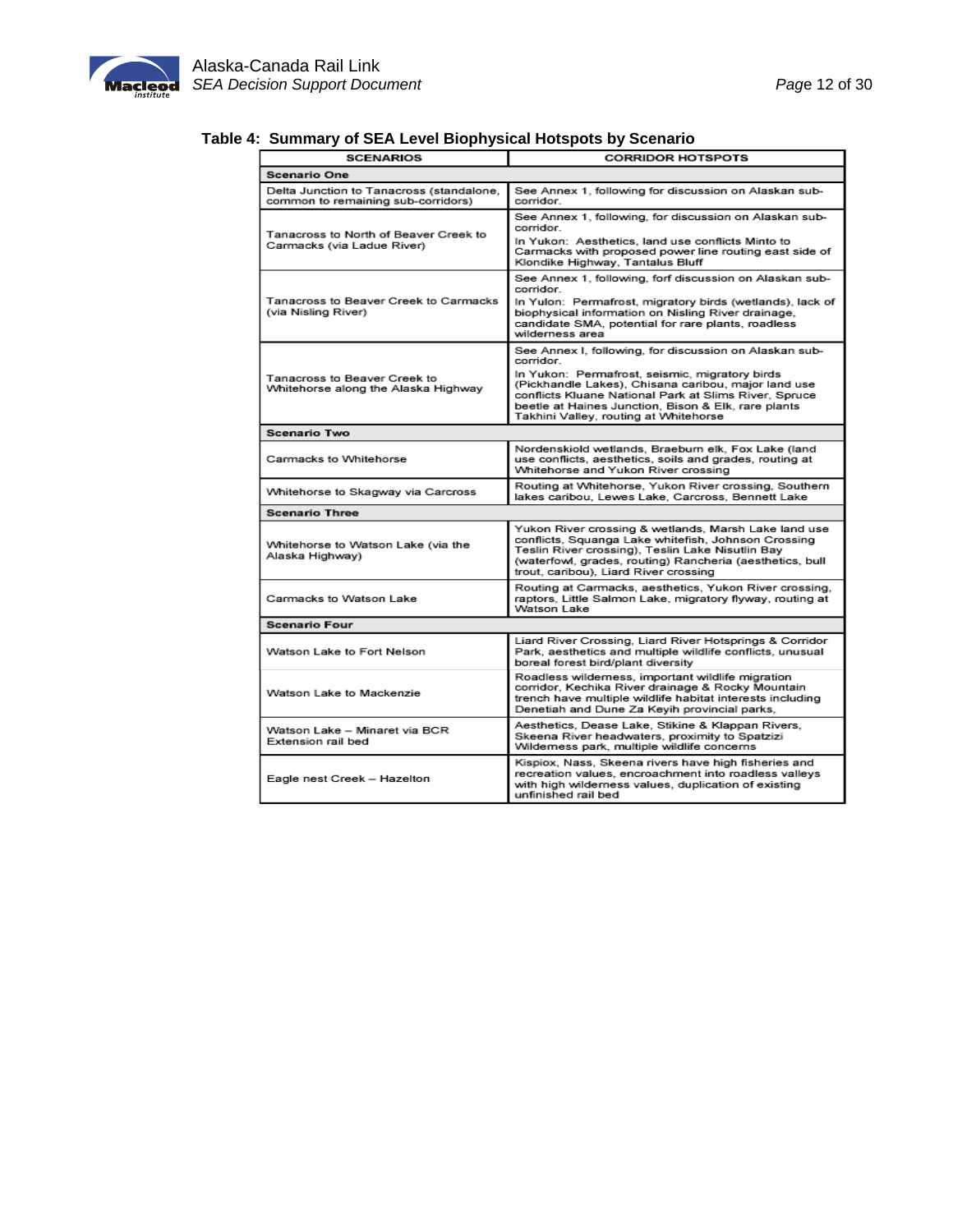**Table 4: Summary of SEA Level Biophysical Hotspots by Scenario**

| SCENARIOS | CORRIDOR HOTSPOTS |
|---|---|
| **Scenario One** | |
| Delta Junction to Tanacross (standalone, common to remaining sub-corridors) | See Annex 1, following for discussion on Alaskan sub-corridor. |
| Tanacross to North of Beaver Creek to Carmacks (via Ladue River) | See Annex 1, following, for discussion on Alaskan sub-corridor. In Yukon: Aesthetics, land use conflicts Minto to Carmacks with proposed power line routing east side of Klondike Highway, Tantalus Bluff |
| Tanacross to Beaver Creek to Carmacks (via Nisling River) | See Annex 1, following, forf discussion on Alaskan sub-corridor. In Yulon: Permafrost, migratory birds (wetlands), lack of biophysical information on Nisling River drainage, candidate SMA, potential for rare plants, roadless wilderness area |
| Tanacross to Beaver Creek to Whitehorse along the Alaska Highway | See Annex I, following, for discussion on Alaskan sub-corridor. In Yukon: Permafrost, seismic, migratory birds (Pickhandle Lakes), Chisana caribou, major land use conflicts Kluane National Park at Slims River, Spruce beetle at Haines Junction, Bison & Elk, rare plants Takhini Valley, routing at Whitehorse |
| **Scenario Two** | |
| Carmacks to Whitehorse | Nordenskiold wetlands, Braeburn elk, Fox Lake (land use conflicts, aesthetics, soils and grades, routing at Whitehorse and Yukon River crossing |
| Whitehorse to Skagway via Carcross | Routing at Whitehorse, Yukon River crossing, Southern lakes caribou, Lewes Lake, Carcross, Bennett Lake |
| **Scenario Three** | |
| Whitehorse to Watson Lake (via the Alaska Highway) | Yukon River crossing & wetlands, Marsh Lake land use conflicts, Squanga Lake whitefish, Johnson Crossing Teslin River crossing), Teslin Lake Nisutlin Bay (waterfowl, grades, routing) Rancheria (aesthetics, bull trout, caribou), Liard River crossing |
| Carmacks to Watson Lake | Routing at Carmacks, aesthetics, Yukon River crossing, raptors, Little Salmon Lake, migratory flyway, routing at Watson Lake |
| **Scenario Four** | |
| Watson Lake to Fort Nelson | Liard River Crossing, Liard River Hotsprings & Corridor Park, aesthetics and multiple wildlife conflicts, unusual boreal forest bird/plant diversity |
| Watson Lake to Mackenzie | Roadless wilderness, important wildlife migration corridor, Kechika River drainage & Rocky Mountain trench have multiple wildlife habitat interests including Denetiah and Dune Za Keyih provincial parks, |
| Watson Lake – Minaret via BCR Extension rail bed | Aesthetics, Dease Lake, Stikine & Klappan Rivers, Skeena River headwaters, proximity to Spatzizi Wilderness park, multiple wildlife concerns |
| Eagle nest Creek – Hazelton | Kispiox, Nass, Skeena rivers have high fisheries and recreation values, encroachment into roadless valleys with high wilderness values, duplication of existing unfinished rail bed |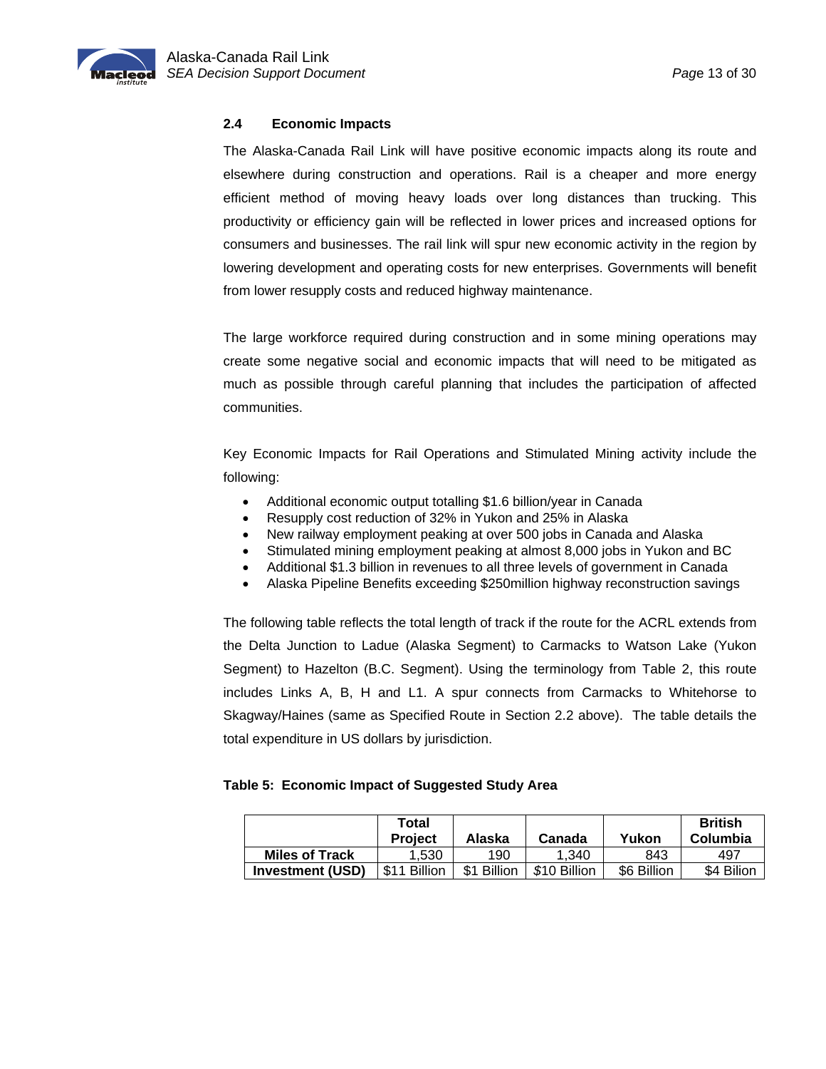### 2.4 Economic Impacts

The Alaska-Canada Rail Link will have positive economic impacts along its route and elsewhere during construction and operations. Rail is a cheaper and more energy efficient method of moving heavy loads over long distances than trucking. This productivity or efficiency gain will be reflected in lower prices and increased options for consumers and businesses. The rail link will spur new economic activity in the region by lowering development and operating costs for new enterprises. Governments will benefit from lower resupply costs and reduced highway maintenance.

The large workforce required during construction and in some mining operations may create some negative social and economic impacts that will need to be mitigated as much as possible through careful planning that includes the participation of affected communities.

Key Economic Impacts for Rail Operations and Stimulated Mining activity include the following:

- Additional economic output totalling $1.6 billion/year in Canada
- Resupply cost reduction of 32% in Yukon and 25% in Alaska
- New railway employment peaking at over 500 jobs in Canada and Alaska
- Stimulated mining employment peaking at almost 8,000 jobs in Yukon and BC
- Additional $1.3 billion in revenues to all three levels of government in Canada
- Alaska Pipeline Benefits exceeding $250million highway reconstruction savings

The following table reflects the total length of track if the route for the ACRL extends from the Delta Junction to Ladue (Alaska Segment) to Carmacks to Watson Lake (Yukon Segment) to Hazelton (B.C. Segment). Using the terminology from Table 2, this route includes Links A, B, H and L1. A spur connects from Carmacks to Whitehorse to Skagway/Haines (same as Specified Route in Section 2.2 above). The table details the total expenditure in US dollars by jurisdiction.

**Table 5: Economic Impact of Suggested Study Area**

| | Total Project | Alaska | Canada | Yukon | British Columbia |
|---|---|---|---|---|---|
| **Miles of Track** | 1,530 | 190 | 1,340 | 843 | 497 |
| **Investment (USD)** | $11 Billion | $1 Billion | $10 Billion | $6 Billion | $4 Bilion |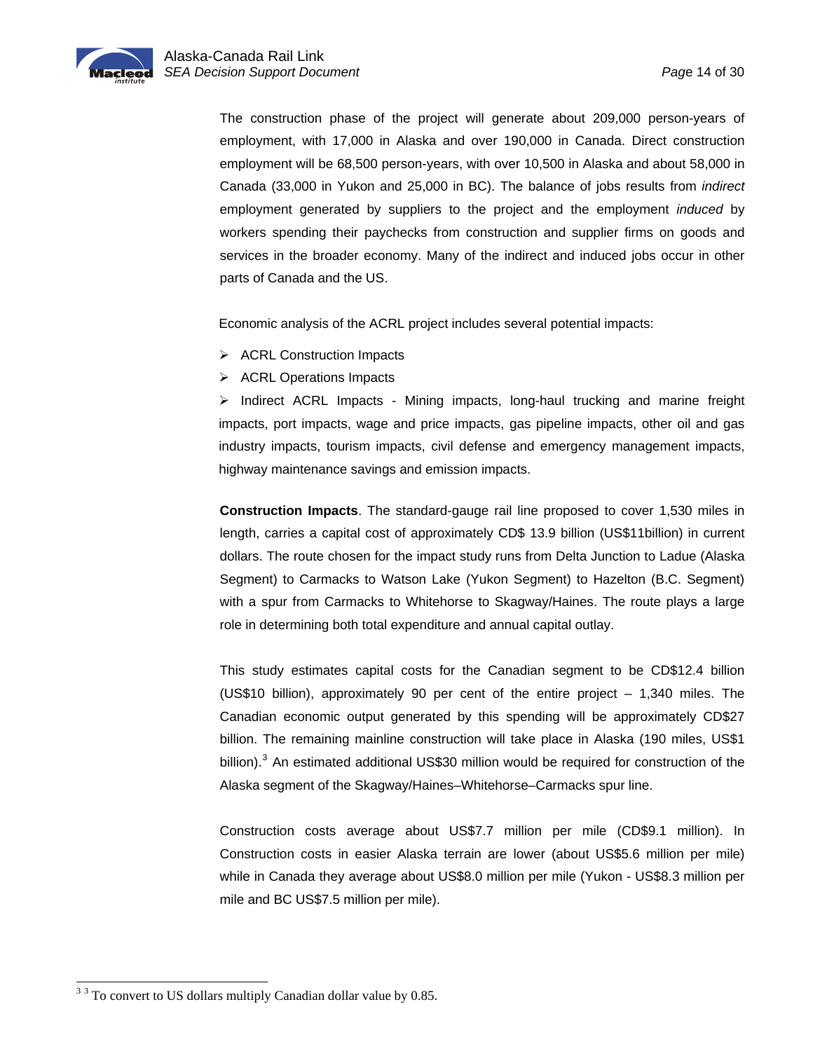The construction phase of the project will generate about 209,000 person-years of employment, with 17,000 in Alaska and over 190,000 in Canada. Direct construction employment will be 68,500 person-years, with over 10,500 in Alaska and about 58,000 in Canada (33,000 in Yukon and 25,000 in BC). The balance of jobs results from *indirect* employment generated by suppliers to the project and the employment *induced* by workers spending their paychecks from construction and supplier firms on goods and services in the broader economy. Many of the indirect and induced jobs occur in other parts of Canada and the US.

Economic analysis of the ACRL project includes several potential impacts:

- ACRL Construction Impacts
- ACRL Operations Impacts
- Indirect ACRL Impacts - Mining impacts, long-haul trucking and marine freight impacts, port impacts, wage and price impacts, gas pipeline impacts, other oil and gas industry impacts, tourism impacts, civil defense and emergency management impacts, highway maintenance savings and emission impacts.

**Construction Impacts**. The standard-gauge rail line proposed to cover 1,530 miles in length, carries a capital cost of approximately CD$ 13.9 billion (US$11billion) in current dollars. The route chosen for the impact study runs from Delta Junction to Ladue (Alaska Segment) to Carmacks to Watson Lake (Yukon Segment) to Hazelton (B.C. Segment) with a spur from Carmacks to Whitehorse to Skagway/Haines. The route plays a large role in determining both total expenditure and annual capital outlay.

This study estimates capital costs for the Canadian segment to be CD$12.4 billion (US$10 billion), approximately 90 per cent of the entire project – 1,340 miles. The Canadian economic output generated by this spending will be approximately CD$27 billion. The remaining mainline construction will take place in Alaska (190 miles, US$1 billion).[3] An estimated additional US$30 million would be required for construction of the Alaska segment of the Skagway/Haines–Whitehorse–Carmacks spur line.

Construction costs average about US$7.7 million per mile (CD$9.1 million). In Construction costs in easier Alaska terrain are lower (about US$5.6 million per mile) while in Canada they average about US$8.0 million per mile (Yukon - US$8.3 million per mile and BC US$7.5 million per mile).

[3] [3] To convert to US dollars multiply Canadian dollar value by 0.85.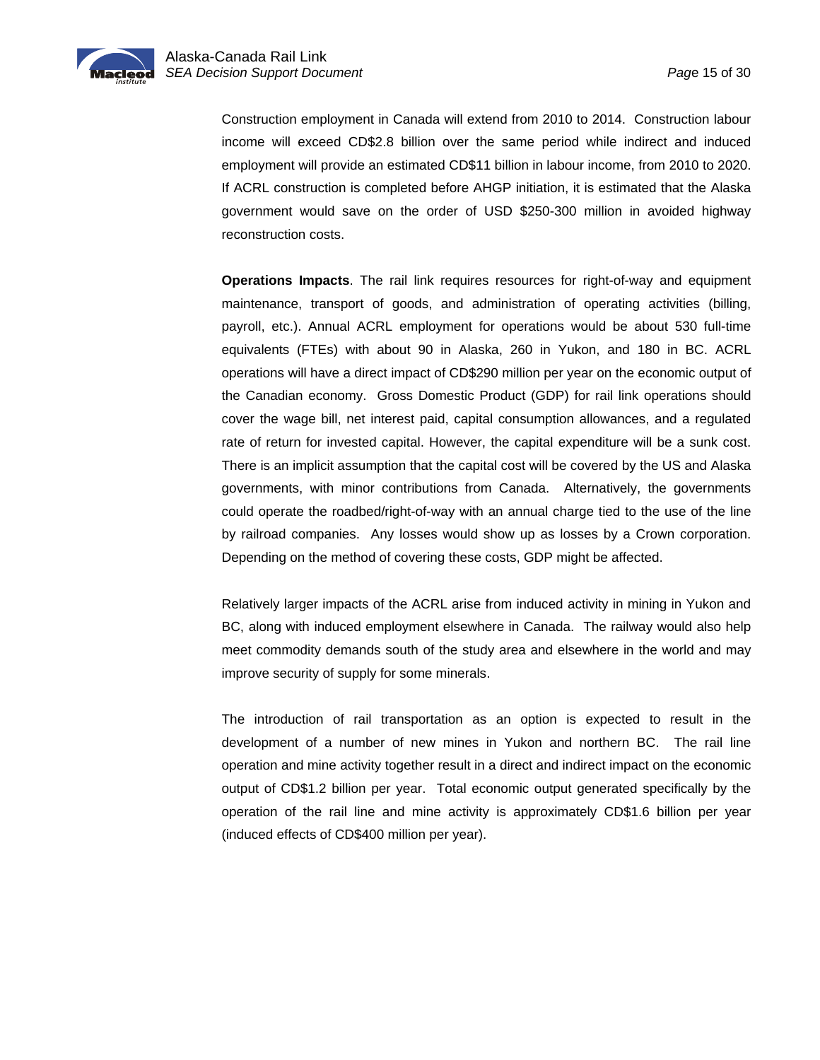Construction employment in Canada will extend from 2010 to 2014. Construction labour income will exceed CD$2.8 billion over the same period while indirect and induced employment will provide an estimated CD$11 billion in labour income, from 2010 to 2020. If ACRL construction is completed before AHGP initiation, it is estimated that the Alaska government would save on the order of USD $250-300 million in avoided highway reconstruction costs.

**Operations Impacts**. The rail link requires resources for right-of-way and equipment maintenance, transport of goods, and administration of operating activities (billing, payroll, etc.). Annual ACRL employment for operations would be about 530 full-time equivalents (FTEs) with about 90 in Alaska, 260 in Yukon, and 180 in BC. ACRL operations will have a direct impact of CD$290 million per year on the economic output of the Canadian economy. Gross Domestic Product (GDP) for rail link operations should cover the wage bill, net interest paid, capital consumption allowances, and a regulated rate of return for invested capital. However, the capital expenditure will be a sunk cost. There is an implicit assumption that the capital cost will be covered by the US and Alaska governments, with minor contributions from Canada. Alternatively, the governments could operate the roadbed/right-of-way with an annual charge tied to the use of the line by railroad companies. Any losses would show up as losses by a Crown corporation. Depending on the method of covering these costs, GDP might be affected.

Relatively larger impacts of the ACRL arise from induced activity in mining in Yukon and BC, along with induced employment elsewhere in Canada. The railway would also help meet commodity demands south of the study area and elsewhere in the world and may improve security of supply for some minerals.

The introduction of rail transportation as an option is expected to result in the development of a number of new mines in Yukon and northern BC. The rail line operation and mine activity together result in a direct and indirect impact on the economic output of CD$1.2 billion per year. Total economic output generated specifically by the operation of the rail line and mine activity is approximately CD$1.6 billion per year (induced effects of CD$400 million per year).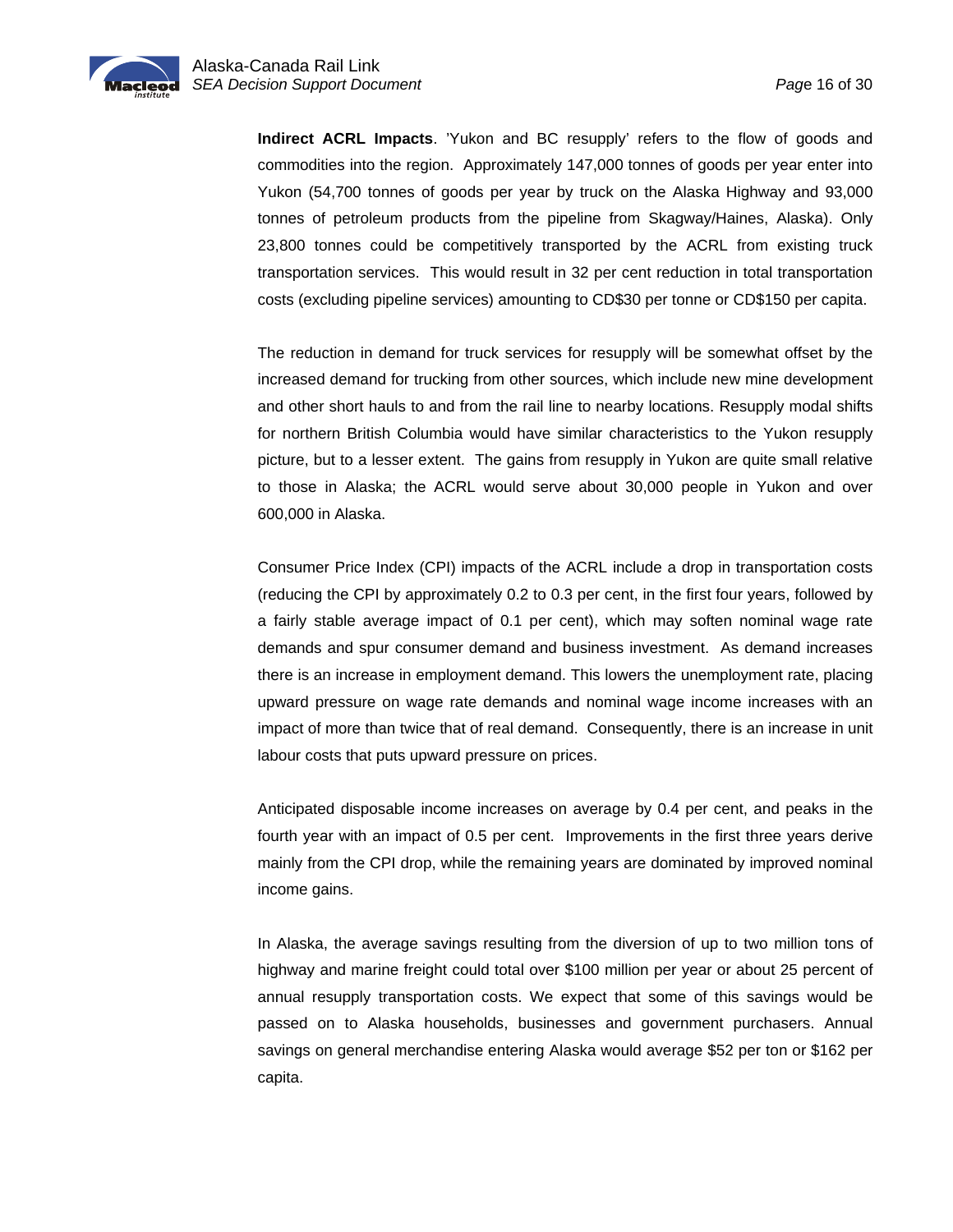**Indirect ACRL Impacts**. 'Yukon and BC resupply' refers to the flow of goods and commodities into the region. Approximately 147,000 tonnes of goods per year enter into Yukon (54,700 tonnes of goods per year by truck on the Alaska Highway and 93,000 tonnes of petroleum products from the pipeline from Skagway/Haines, Alaska). Only 23,800 tonnes could be competitively transported by the ACRL from existing truck transportation services. This would result in 32 per cent reduction in total transportation costs (excluding pipeline services) amounting to CD$30 per tonne or CD$150 per capita.

The reduction in demand for truck services for resupply will be somewhat offset by the increased demand for trucking from other sources, which include new mine development and other short hauls to and from the rail line to nearby locations. Resupply modal shifts for northern British Columbia would have similar characteristics to the Yukon resupply picture, but to a lesser extent. The gains from resupply in Yukon are quite small relative to those in Alaska; the ACRL would serve about 30,000 people in Yukon and over 600,000 in Alaska.

Consumer Price Index (CPI) impacts of the ACRL include a drop in transportation costs (reducing the CPI by approximately 0.2 to 0.3 per cent, in the first four years, followed by a fairly stable average impact of 0.1 per cent), which may soften nominal wage rate demands and spur consumer demand and business investment. As demand increases there is an increase in employment demand. This lowers the unemployment rate, placing upward pressure on wage rate demands and nominal wage income increases with an impact of more than twice that of real demand. Consequently, there is an increase in unit labour costs that puts upward pressure on prices.

Anticipated disposable income increases on average by 0.4 per cent, and peaks in the fourth year with an impact of 0.5 per cent. Improvements in the first three years derive mainly from the CPI drop, while the remaining years are dominated by improved nominal income gains.

In Alaska, the average savings resulting from the diversion of up to two million tons of highway and marine freight could total over $100 million per year or about 25 percent of annual resupply transportation costs. We expect that some of this savings would be passed on to Alaska households, businesses and government purchasers. Annual savings on general merchandise entering Alaska would average $52 per ton or $162 per capita.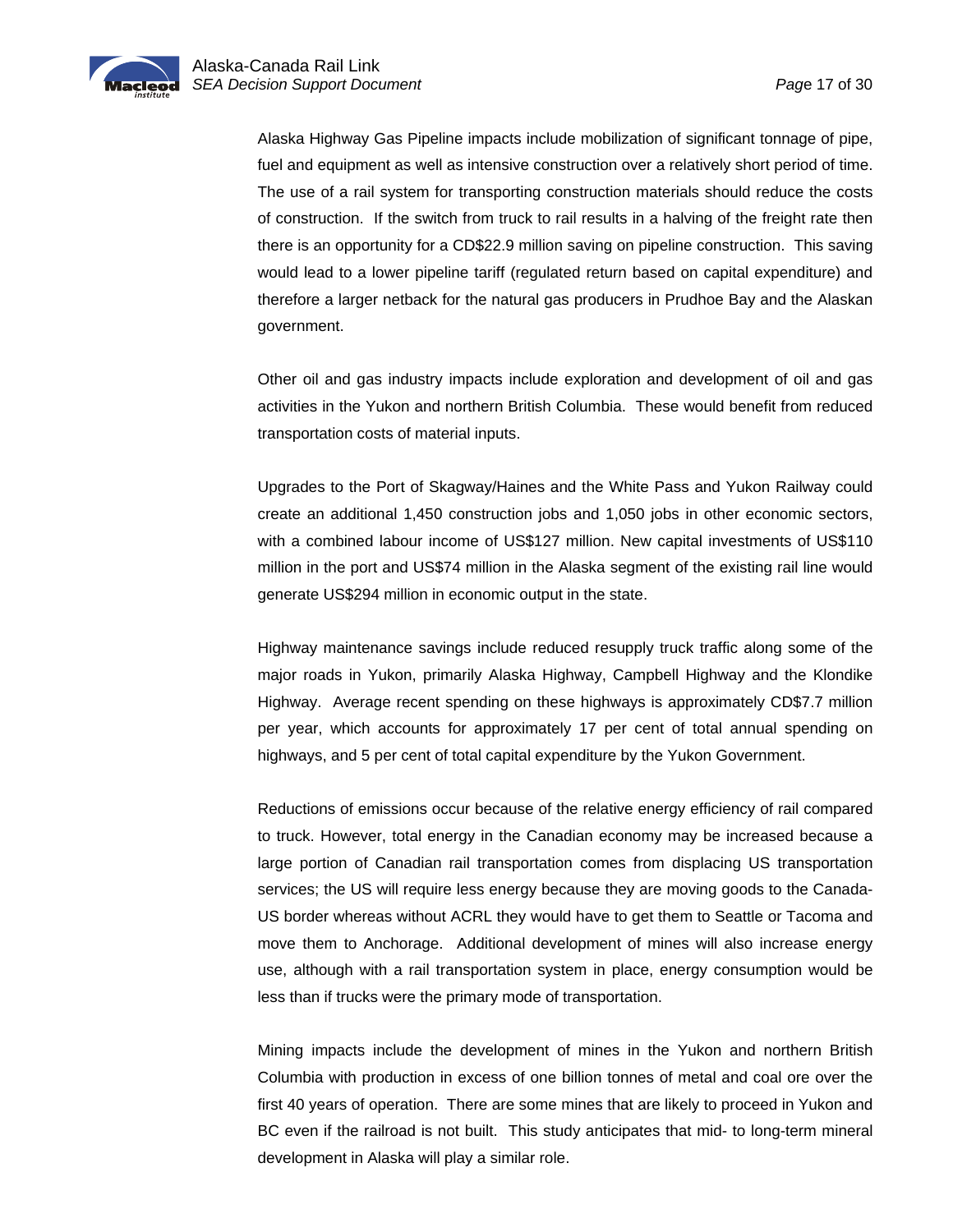Alaska Highway Gas Pipeline impacts include mobilization of significant tonnage of pipe, fuel and equipment as well as intensive construction over a relatively short period of time. The use of a rail system for transporting construction materials should reduce the costs of construction. If the switch from truck to rail results in a halving of the freight rate then there is an opportunity for a CD$22.9 million saving on pipeline construction. This saving would lead to a lower pipeline tariff (regulated return based on capital expenditure) and therefore a larger netback for the natural gas producers in Prudhoe Bay and the Alaskan government.

Other oil and gas industry impacts include exploration and development of oil and gas activities in the Yukon and northern British Columbia. These would benefit from reduced transportation costs of material inputs.

Upgrades to the Port of Skagway/Haines and the White Pass and Yukon Railway could create an additional 1,450 construction jobs and 1,050 jobs in other economic sectors, with a combined labour income of US$127 million. New capital investments of US$110 million in the port and US$74 million in the Alaska segment of the existing rail line would generate US$294 million in economic output in the state.

Highway maintenance savings include reduced resupply truck traffic along some of the major roads in Yukon, primarily Alaska Highway, Campbell Highway and the Klondike Highway. Average recent spending on these highways is approximately CD$7.7 million per year, which accounts for approximately 17 per cent of total annual spending on highways, and 5 per cent of total capital expenditure by the Yukon Government.

Reductions of emissions occur because of the relative energy efficiency of rail compared to truck. However, total energy in the Canadian economy may be increased because a large portion of Canadian rail transportation comes from displacing US transportation services; the US will require less energy because they are moving goods to the Canada-US border whereas without ACRL they would have to get them to Seattle or Tacoma and move them to Anchorage. Additional development of mines will also increase energy use, although with a rail transportation system in place, energy consumption would be less than if trucks were the primary mode of transportation.

Mining impacts include the development of mines in the Yukon and northern British Columbia with production in excess of one billion tonnes of metal and coal ore over the first 40 years of operation. There are some mines that are likely to proceed in Yukon and BC even if the railroad is not built. This study anticipates that mid- to long-term mineral development in Alaska will play a similar role.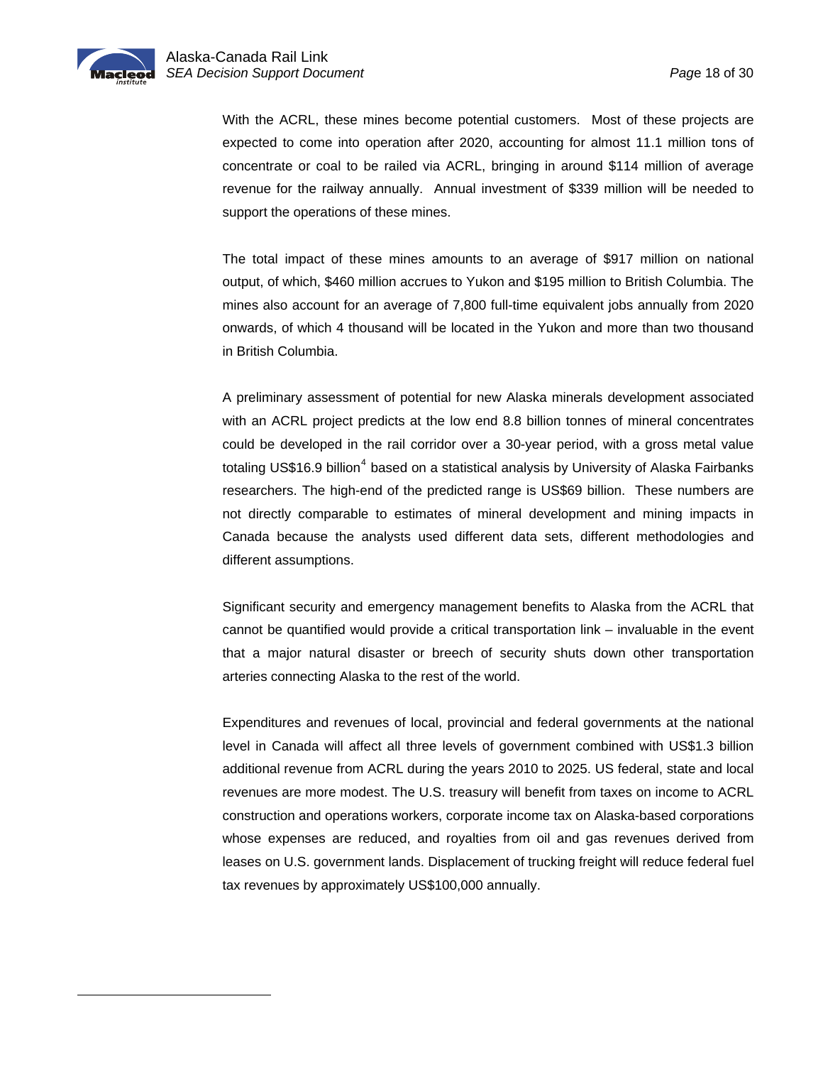With the ACRL, these mines become potential customers. Most of these projects are expected to come into operation after 2020, accounting for almost 11.1 million tons of concentrate or coal to be railed via ACRL, bringing in around $114 million of average revenue for the railway annually. Annual investment of $339 million will be needed to support the operations of these mines.

The total impact of these mines amounts to an average of $917 million on national output, of which, $460 million accrues to Yukon and $195 million to British Columbia. The mines also account for an average of 7,800 full-time equivalent jobs annually from 2020 onwards, of which 4 thousand will be located in the Yukon and more than two thousand in British Columbia.

A preliminary assessment of potential for new Alaska minerals development associated with an ACRL project predicts at the low end 8.8 billion tonnes of mineral concentrates could be developed in the rail corridor over a 30-year period, with a gross metal value totaling US$16.9 billion[4] based on a statistical analysis by University of Alaska Fairbanks researchers. The high-end of the predicted range is US$69 billion. These numbers are not directly comparable to estimates of mineral development and mining impacts in Canada because the analysts used different data sets, different methodologies and different assumptions.

Significant security and emergency management benefits to Alaska from the ACRL that cannot be quantified would provide a critical transportation link – invaluable in the event that a major natural disaster or breech of security shuts down other transportation arteries connecting Alaska to the rest of the world.

Expenditures and revenues of local, provincial and federal governments at the national level in Canada will affect all three levels of government combined with US$1.3 billion additional revenue from ACRL during the years 2010 to 2025. US federal, state and local revenues are more modest. The U.S. treasury will benefit from taxes on income to ACRL construction and operations workers, corporate income tax on Alaska-based corporations whose expenses are reduced, and royalties from oil and gas revenues derived from leases on U.S. government lands. Displacement of trucking freight will reduce federal fuel tax revenues by approximately US$100,000 annually.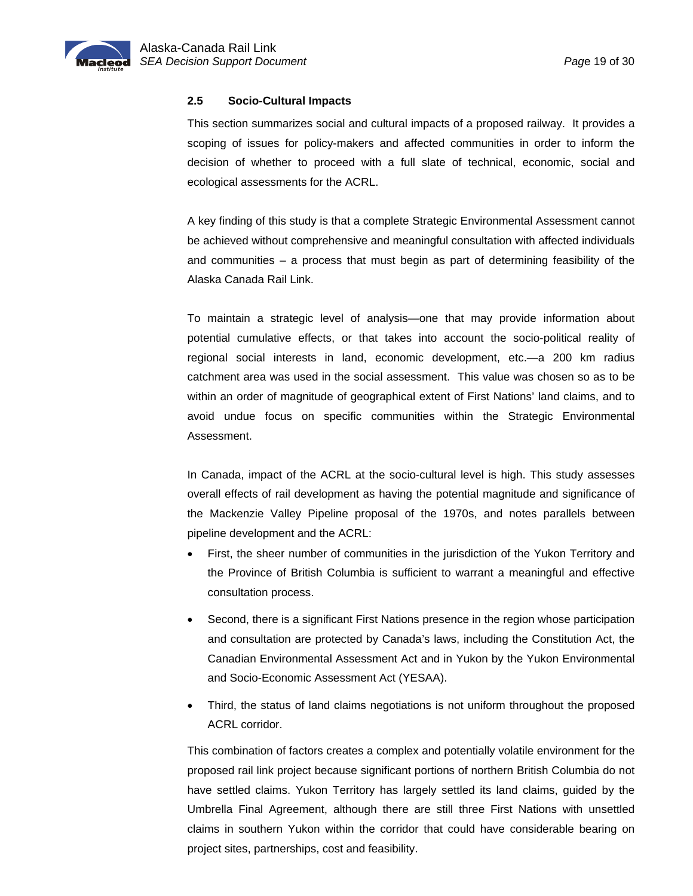## 2.5 Socio-Cultural Impacts

This section summarizes social and cultural impacts of a proposed railway. It provides a scoping of issues for policy-makers and affected communities in order to inform the decision of whether to proceed with a full slate of technical, economic, social and ecological assessments for the ACRL.

A key finding of this study is that a complete Strategic Environmental Assessment cannot be achieved without comprehensive and meaningful consultation with affected individuals and communities – a process that must begin as part of determining feasibility of the Alaska Canada Rail Link.

To maintain a strategic level of analysis—one that may provide information about potential cumulative effects, or that takes into account the socio-political reality of regional social interests in land, economic development, etc.—a 200 km radius catchment area was used in the social assessment. This value was chosen so as to be within an order of magnitude of geographical extent of First Nations' land claims, and to avoid undue focus on specific communities within the Strategic Environmental Assessment.

In Canada, impact of the ACRL at the socio-cultural level is high. This study assesses overall effects of rail development as having the potential magnitude and significance of the Mackenzie Valley Pipeline proposal of the 1970s, and notes parallels between pipeline development and the ACRL:

- First, the sheer number of communities in the jurisdiction of the Yukon Territory and the Province of British Columbia is sufficient to warrant a meaningful and effective consultation process.
- Second, there is a significant First Nations presence in the region whose participation and consultation are protected by Canada's laws, including the Constitution Act, the Canadian Environmental Assessment Act and in Yukon by the Yukon Environmental and Socio-Economic Assessment Act (YESAA).
- Third, the status of land claims negotiations is not uniform throughout the proposed ACRL corridor.

This combination of factors creates a complex and potentially volatile environment for the proposed rail link project because significant portions of northern British Columbia do not have settled claims. Yukon Territory has largely settled its land claims, guided by the Umbrella Final Agreement, although there are still three First Nations with unsettled claims in southern Yukon within the corridor that could have considerable bearing on project sites, partnerships, cost and feasibility.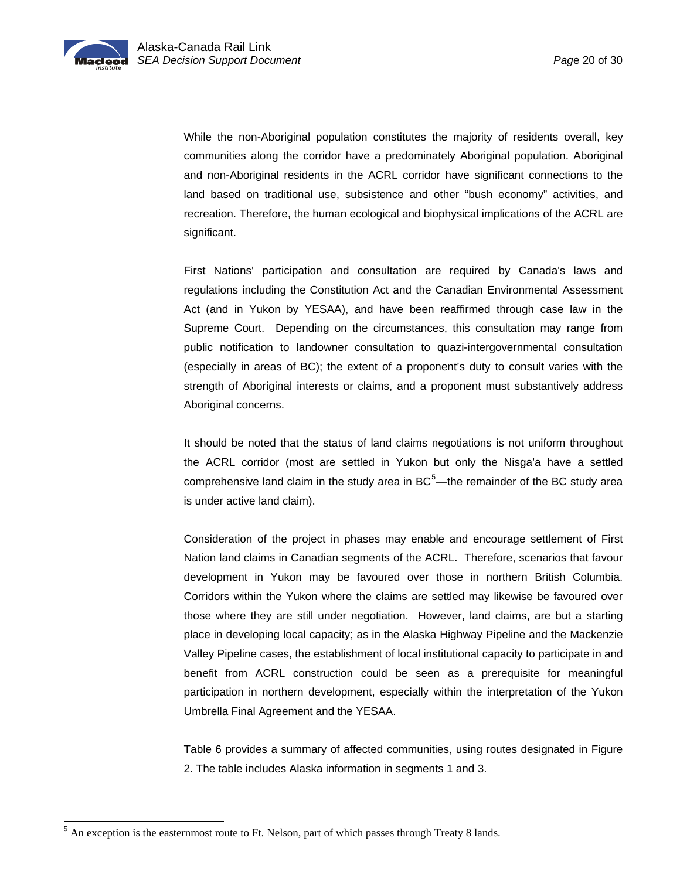While the non-Aboriginal population constitutes the majority of residents overall, key communities along the corridor have a predominately Aboriginal population. Aboriginal and non-Aboriginal residents in the ACRL corridor have significant connections to the land based on traditional use, subsistence and other "bush economy" activities, and recreation. Therefore, the human ecological and biophysical implications of the ACRL are significant.

First Nations' participation and consultation are required by Canada's laws and regulations including the Constitution Act and the Canadian Environmental Assessment Act (and in Yukon by YESAA), and have been reaffirmed through case law in the Supreme Court. Depending on the circumstances, this consultation may range from public notification to landowner consultation to quazi-intergovernmental consultation (especially in areas of BC); the extent of a proponent's duty to consult varies with the strength of Aboriginal interests or claims, and a proponent must substantively address Aboriginal concerns.

It should be noted that the status of land claims negotiations is not uniform throughout the ACRL corridor (most are settled in Yukon but only the Nisga'a have a settled comprehensive land claim in the study area in BC[5]—the remainder of the BC study area is under active land claim).

Consideration of the project in phases may enable and encourage settlement of First Nation land claims in Canadian segments of the ACRL. Therefore, scenarios that favour development in Yukon may be favoured over those in northern British Columbia. Corridors within the Yukon where the claims are settled may likewise be favoured over those where they are still under negotiation. However, land claims, are but a starting place in developing local capacity; as in the Alaska Highway Pipeline and the Mackenzie Valley Pipeline cases, the establishment of local institutional capacity to participate in and benefit from ACRL construction could be seen as a prerequisite for meaningful participation in northern development, especially within the interpretation of the Yukon Umbrella Final Agreement and the YESAA.

Table 6 provides a summary of affected communities, using routes designated in Figure 2. The table includes Alaska information in segments 1 and 3.

---

[5] An exception is the easternmost route to Ft. Nelson, part of which passes through Treaty 8 lands.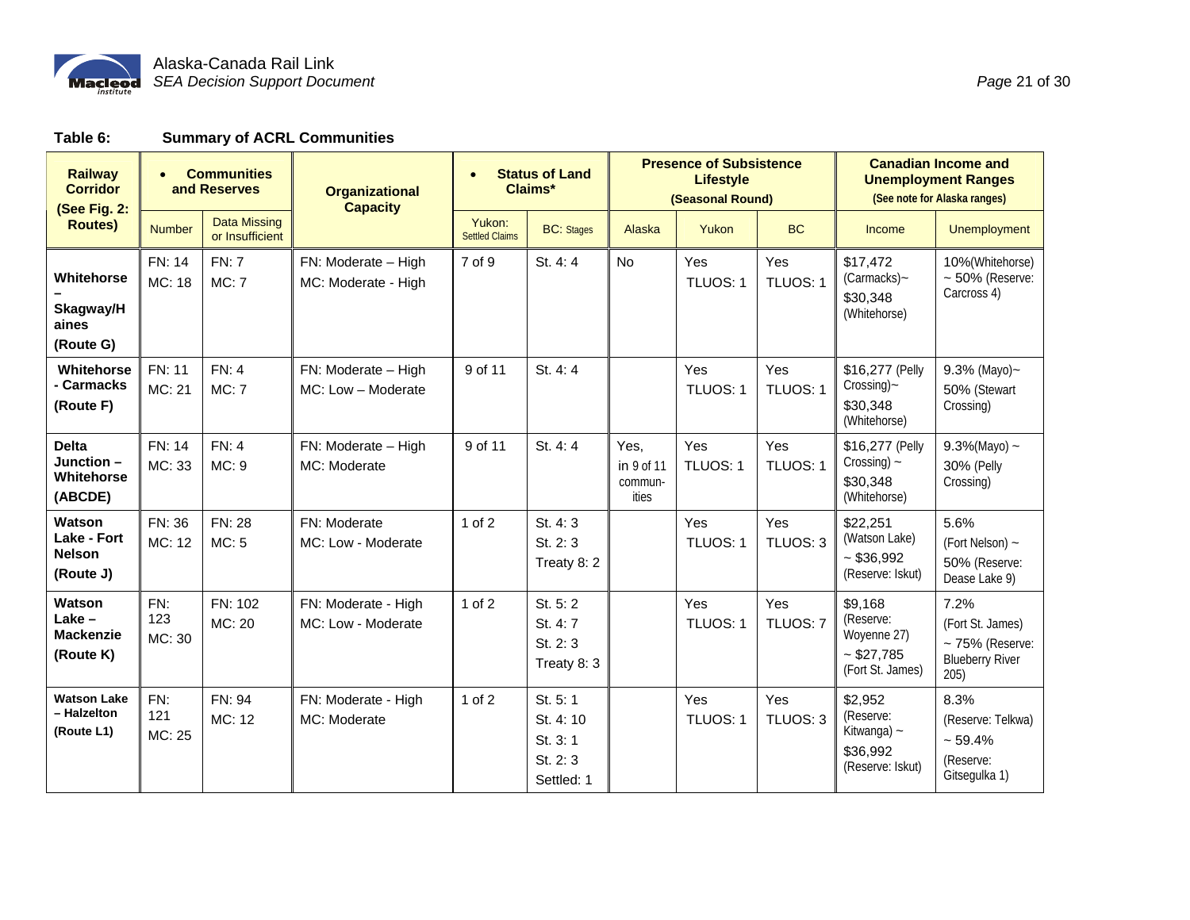**Table 6: Summary of ACRL Communities**

| Railway Corridor (See Fig. 2: Routes) | • Communities and Reserves | | Organizational Capacity | • Status of Land Claims* | | Presence of Subsistence Lifestyle (Seasonal Round) | | | Canadian Income and Unemployment Ranges (See note for Alaska ranges) | |
|---|---|---|---|---|---|---|---|---|---|---|
| | Number | Data Missing or Insufficient | | Yukon: Settled Claims | BC: Stages | Alaska | Yukon | BC | Income | Unemployment |
| **Whitehorse – Skagway/Haines (Route G)** | FN: 14<br>MC: 18 | FN: 7<br>MC: 7 | FN: Moderate – High<br>MC: Moderate - High | 7 of 9 | St. 4: 4 | No | Yes<br>TLUOS: 1 | Yes<br>TLUOS: 1 | $17,472 (Carmacks)~ $30,348 (Whitehorse) | 10%(Whitehorse) ~ 50% (Reserve: Carcross 4) |
| **Whitehorse - Carmacks (Route F)** | FN: 11<br>MC: 21 | FN: 4<br>MC: 7 | FN: Moderate – High<br>MC: Low – Moderate | 9 of 11 | St. 4: 4 | | Yes<br>TLUOS: 1 | Yes<br>TLUOS: 1 | $16,277 (Pelly Crossing)~ $30,348 (Whitehorse) | 9.3% (Mayo)~ 50% (Stewart Crossing) |
| **Delta Junction – Whitehorse (ABCDE)** | FN: 14<br>MC: 33 | FN: 4<br>MC: 9 | FN: Moderate – High<br>MC: Moderate | 9 of 11 | St. 4: 4 | Yes, in 9 of 11 communities | Yes<br>TLUOS: 1 | Yes<br>TLUOS: 1 | $16,277 (Pelly Crossing) ~ $30,348 (Whitehorse) | 9.3%(Mayo) ~ 30% (Pelly Crossing) |
| **Watson Lake - Fort Nelson (Route J)** | FN: 36<br>MC: 12 | FN: 28<br>MC: 5 | FN: Moderate<br>MC: Low - Moderate | 1 of 2 | St. 4: 3<br>St. 2: 3<br>Treaty 8: 2 | | Yes<br>TLUOS: 1 | Yes<br>TLUOS: 3 | $22,251 (Watson Lake) ~ $36,992 (Reserve: Iskut) | 5.6% (Fort Nelson) ~ 50% (Reserve: Dease Lake 9) |
| **Watson Lake – Mackenzie (Route K)** | FN: 123<br>MC: 30 | FN: 102<br>MC: 20 | FN: Moderate - High<br>MC: Low - Moderate | 1 of 2 | St. 5: 2<br>St. 4: 7<br>St. 2: 3<br>Treaty 8: 3 | | Yes<br>TLUOS: 1 | Yes<br>TLUOS: 7 | $9,168 (Reserve: Woyenne 27) ~ $27,785 (Fort St. James) | 7.2% (Fort St. James) ~ 75% (Reserve: Blueberry River 205) |
| **Watson Lake – Halzelton (Route L1)** | FN: 121<br>MC: 25 | FN: 94<br>MC: 12 | FN: Moderate - High<br>MC: Moderate | 1 of 2 | St. 5: 1<br>St. 4: 10<br>St. 3: 1<br>St. 2: 3<br>Settled: 1 | | Yes<br>TLUOS: 1 | Yes<br>TLUOS: 3 | $2,952 (Reserve: Kitwanga) ~ $36,992 (Reserve: Iskut) | 8.3% (Reserve: Telkwa) ~ 59.4% (Reserve: Gitsegulka 1) |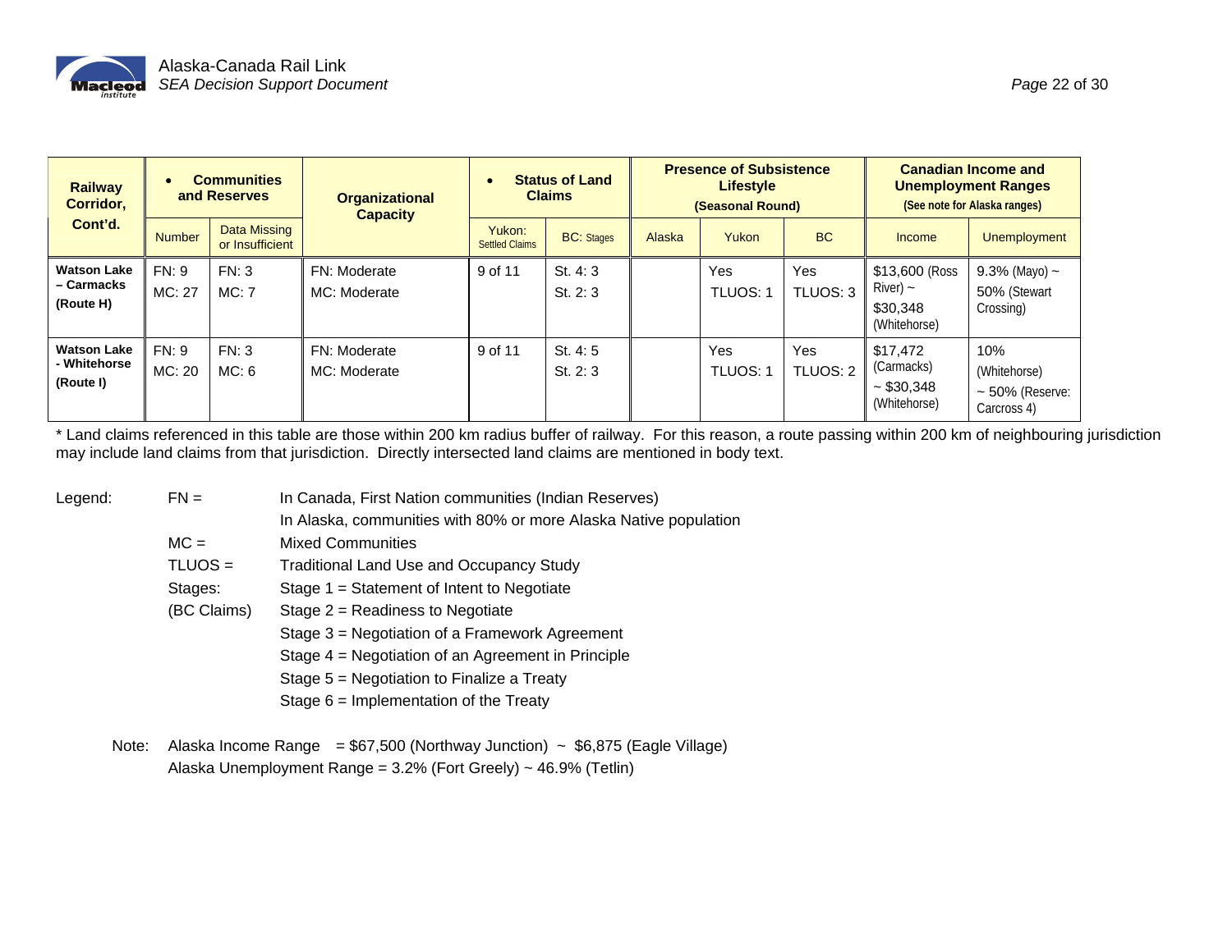| Railway Corridor, Cont'd. | • Communities and Reserves | | Organizational Capacity | • Status of Land Claims | | Presence of Subsistence Lifestyle (Seasonal Round) | | | Canadian Income and Unemployment Ranges (See note for Alaska ranges) | |
|---|---|---|---|---|---|---|---|---|---|---|
| | Number | Data Missing or Insufficient | | Yukon: Settled Claims | BC: Stages | Alaska | Yukon | BC | Income | Unemployment |
| **Watson Lake – Carmacks (Route H)** | FN: 9<br>MC: 27 | FN: 3<br>MC: 7 | FN: Moderate<br>MC: Moderate | 9 of 11 | St. 4: 3<br>St. 2: 3 | | Yes<br>TLUOS: 1 | Yes<br>TLUOS: 3 | $13,600 (Ross River) ~ $30,348 (Whitehorse) | 9.3% (Mayo) ~ 50% (Stewart Crossing) |
| **Watson Lake - Whitehorse (Route I)** | FN: 9<br>MC: 20 | FN: 3<br>MC: 6 | FN: Moderate<br>MC: Moderate | 9 of 11 | St. 4: 5<br>St. 2: 3 | | Yes<br>TLUOS: 1 | Yes<br>TLUOS: 2 | $17,472 (Carmacks) ~ $30,348 (Whitehorse) | 10% (Whitehorse) ~ 50% (Reserve: Carcross 4) |

* Land claims referenced in this table are those within 200 km radius buffer of railway. For this reason, a route passing within 200 km of neighbouring jurisdiction may include land claims from that jurisdiction. Directly intersected land claims are mentioned in body text.

Legend:

- FN = In Canada, First Nation communities (Indian Reserves)
  In Alaska, communities with 80% or more Alaska Native population
- MC = Mixed Communities
- TLUOS = Traditional Land Use and Occupancy Study
- Stages: (BC Claims)
  - Stage 1 = Statement of Intent to Negotiate
  - Stage 2 = Readiness to Negotiate
  - Stage 3 = Negotiation of a Framework Agreement
  - Stage 4 = Negotiation of an Agreement in Principle
  - Stage 5 = Negotiation to Finalize a Treaty
  - Stage 6 = Implementation of the Treaty

Note: Alaska Income Range = $67,500 (Northway Junction) ~ $6,875 (Eagle Village)
Alaska Unemployment Range = 3.2% (Fort Greely) ~ 46.9% (Tetlin)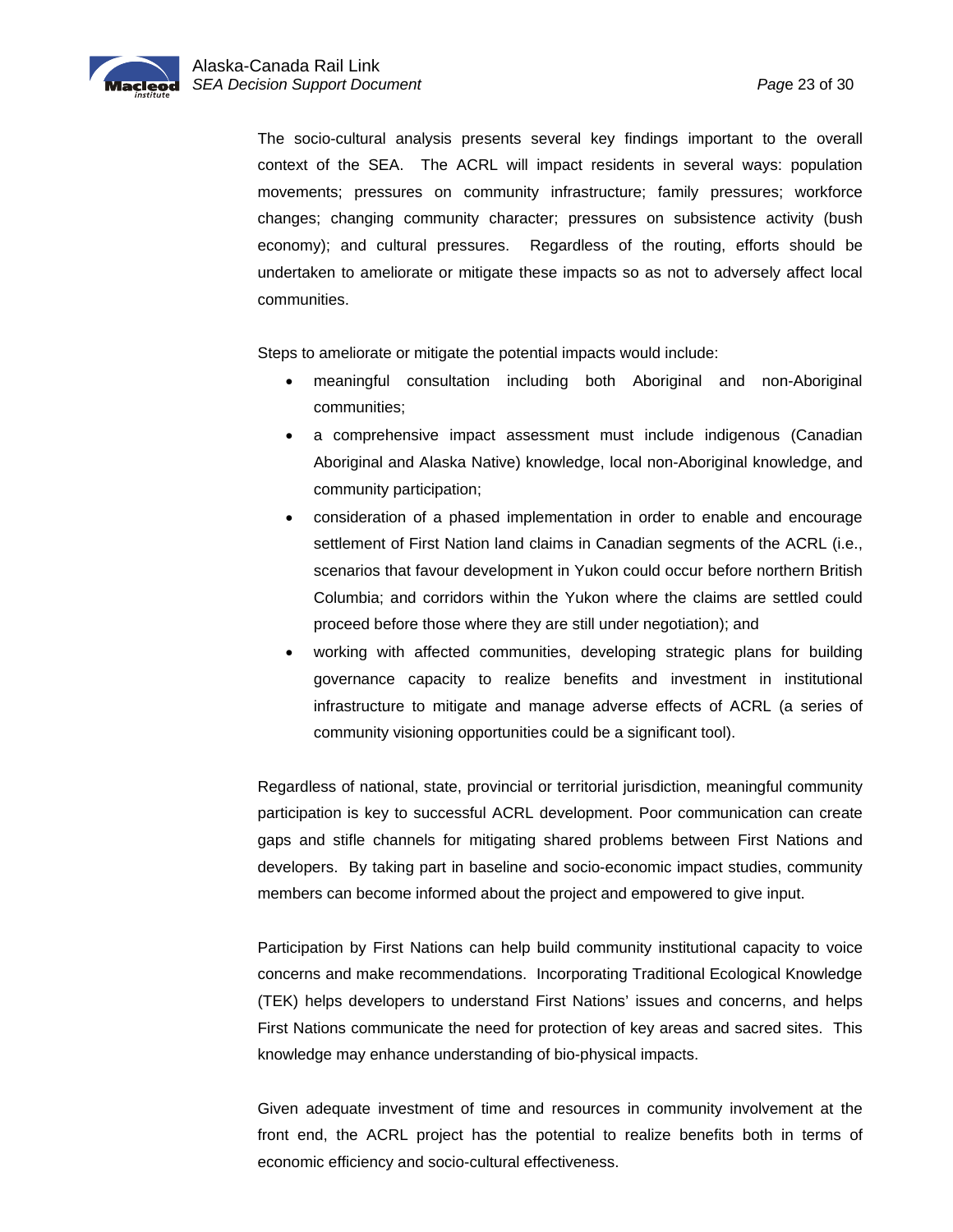The socio-cultural analysis presents several key findings important to the overall context of the SEA. The ACRL will impact residents in several ways: population movements; pressures on community infrastructure; family pressures; workforce changes; changing community character; pressures on subsistence activity (bush economy); and cultural pressures. Regardless of the routing, efforts should be undertaken to ameliorate or mitigate these impacts so as not to adversely affect local communities.

Steps to ameliorate or mitigate the potential impacts would include:

- meaningful consultation including both Aboriginal and non-Aboriginal communities;
- a comprehensive impact assessment must include indigenous (Canadian Aboriginal and Alaska Native) knowledge, local non-Aboriginal knowledge, and community participation;
- consideration of a phased implementation in order to enable and encourage settlement of First Nation land claims in Canadian segments of the ACRL (i.e., scenarios that favour development in Yukon could occur before northern British Columbia; and corridors within the Yukon where the claims are settled could proceed before those where they are still under negotiation); and
- working with affected communities, developing strategic plans for building governance capacity to realize benefits and investment in institutional infrastructure to mitigate and manage adverse effects of ACRL (a series of community visioning opportunities could be a significant tool).

Regardless of national, state, provincial or territorial jurisdiction, meaningful community participation is key to successful ACRL development. Poor communication can create gaps and stifle channels for mitigating shared problems between First Nations and developers. By taking part in baseline and socio-economic impact studies, community members can become informed about the project and empowered to give input.

Participation by First Nations can help build community institutional capacity to voice concerns and make recommendations. Incorporating Traditional Ecological Knowledge (TEK) helps developers to understand First Nations' issues and concerns, and helps First Nations communicate the need for protection of key areas and sacred sites. This knowledge may enhance understanding of bio-physical impacts.

Given adequate investment of time and resources in community involvement at the front end, the ACRL project has the potential to realize benefits both in terms of economic efficiency and socio-cultural effectiveness.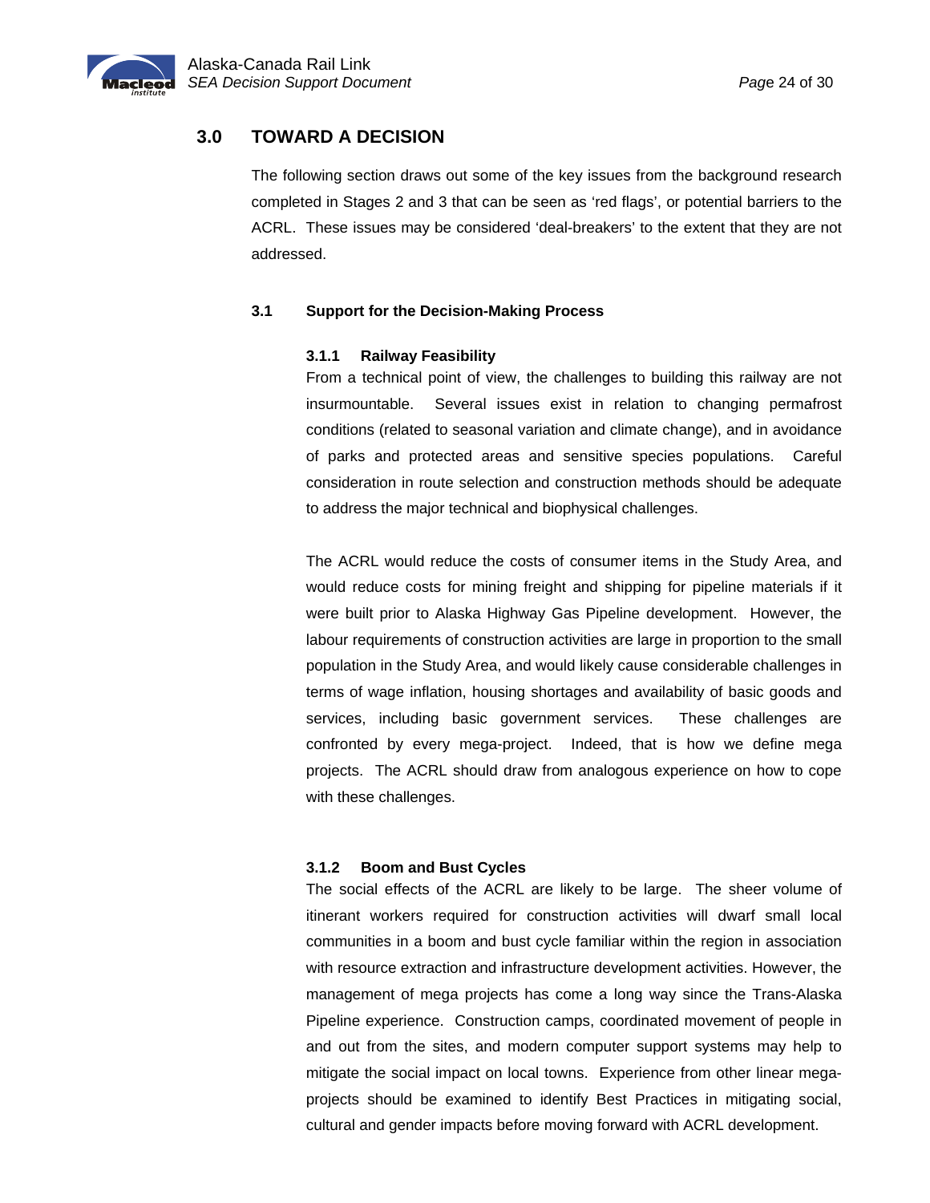## 3.0 TOWARD A DECISION

The following section draws out some of the key issues from the background research completed in Stages 2 and 3 that can be seen as 'red flags', or potential barriers to the ACRL. These issues may be considered 'deal-breakers' to the extent that they are not addressed.

### 3.1 Support for the Decision-Making Process

#### 3.1.1 Railway Feasibility

From a technical point of view, the challenges to building this railway are not insurmountable. Several issues exist in relation to changing permafrost conditions (related to seasonal variation and climate change), and in avoidance of parks and protected areas and sensitive species populations. Careful consideration in route selection and construction methods should be adequate to address the major technical and biophysical challenges.

The ACRL would reduce the costs of consumer items in the Study Area, and would reduce costs for mining freight and shipping for pipeline materials if it were built prior to Alaska Highway Gas Pipeline development. However, the labour requirements of construction activities are large in proportion to the small population in the Study Area, and would likely cause considerable challenges in terms of wage inflation, housing shortages and availability of basic goods and services, including basic government services. These challenges are confronted by every mega-project. Indeed, that is how we define mega projects. The ACRL should draw from analogous experience on how to cope with these challenges.

#### 3.1.2 Boom and Bust Cycles

The social effects of the ACRL are likely to be large. The sheer volume of itinerant workers required for construction activities will dwarf small local communities in a boom and bust cycle familiar within the region in association with resource extraction and infrastructure development activities. However, the management of mega projects has come a long way since the Trans-Alaska Pipeline experience. Construction camps, coordinated movement of people in and out from the sites, and modern computer support systems may help to mitigate the social impact on local towns. Experience from other linear mega-projects should be examined to identify Best Practices in mitigating social, cultural and gender impacts before moving forward with ACRL development.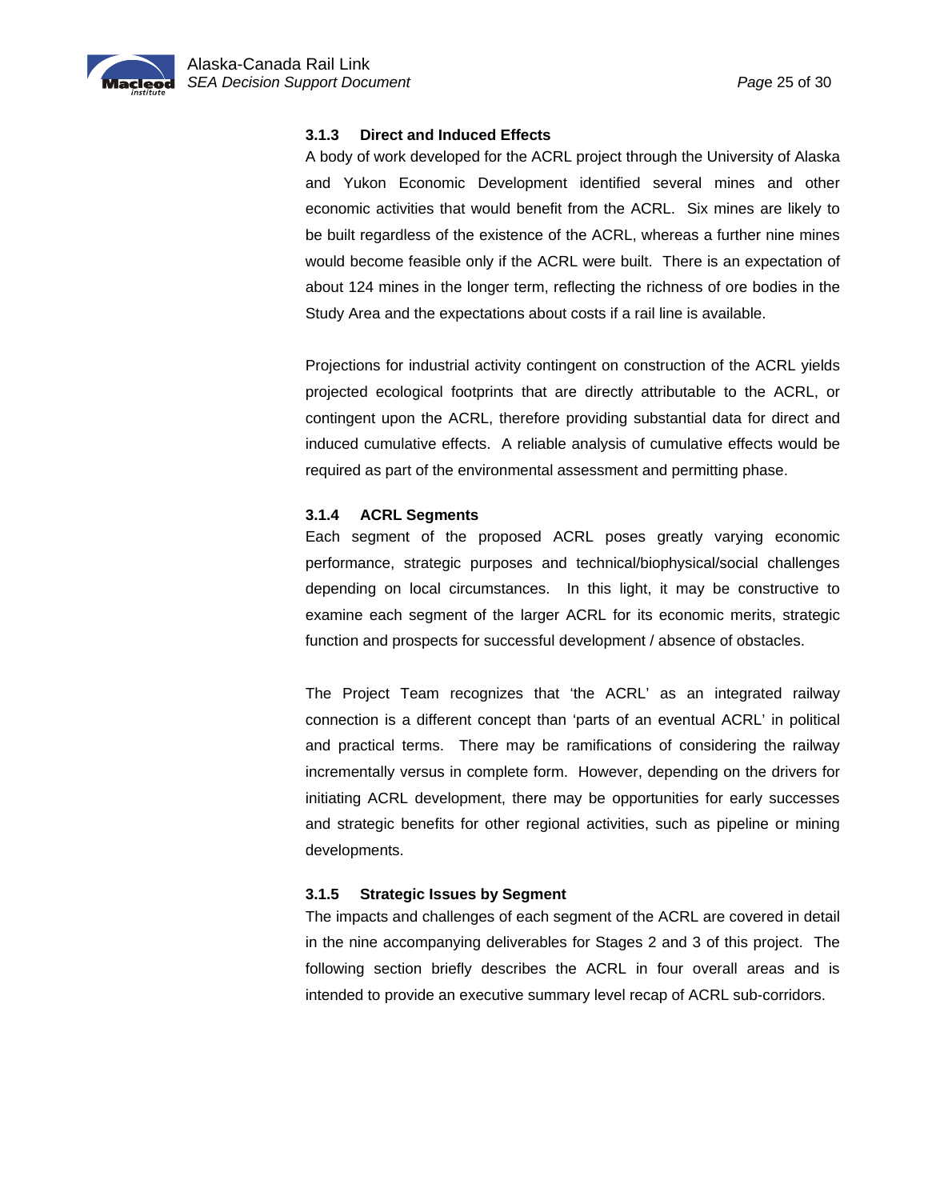### 3.1.3 Direct and Induced Effects

A body of work developed for the ACRL project through the University of Alaska and Yukon Economic Development identified several mines and other economic activities that would benefit from the ACRL. Six mines are likely to be built regardless of the existence of the ACRL, whereas a further nine mines would become feasible only if the ACRL were built. There is an expectation of about 124 mines in the longer term, reflecting the richness of ore bodies in the Study Area and the expectations about costs if a rail line is available.

Projections for industrial activity contingent on construction of the ACRL yields projected ecological footprints that are directly attributable to the ACRL, or contingent upon the ACRL, therefore providing substantial data for direct and induced cumulative effects. A reliable analysis of cumulative effects would be required as part of the environmental assessment and permitting phase.

### 3.1.4 ACRL Segments

Each segment of the proposed ACRL poses greatly varying economic performance, strategic purposes and technical/biophysical/social challenges depending on local circumstances. In this light, it may be constructive to examine each segment of the larger ACRL for its economic merits, strategic function and prospects for successful development / absence of obstacles.

The Project Team recognizes that 'the ACRL' as an integrated railway connection is a different concept than 'parts of an eventual ACRL' in political and practical terms. There may be ramifications of considering the railway incrementally versus in complete form. However, depending on the drivers for initiating ACRL development, there may be opportunities for early successes and strategic benefits for other regional activities, such as pipeline or mining developments.

### 3.1.5 Strategic Issues by Segment

The impacts and challenges of each segment of the ACRL are covered in detail in the nine accompanying deliverables for Stages 2 and 3 of this project. The following section briefly describes the ACRL in four overall areas and is intended to provide an executive summary level recap of ACRL sub-corridors.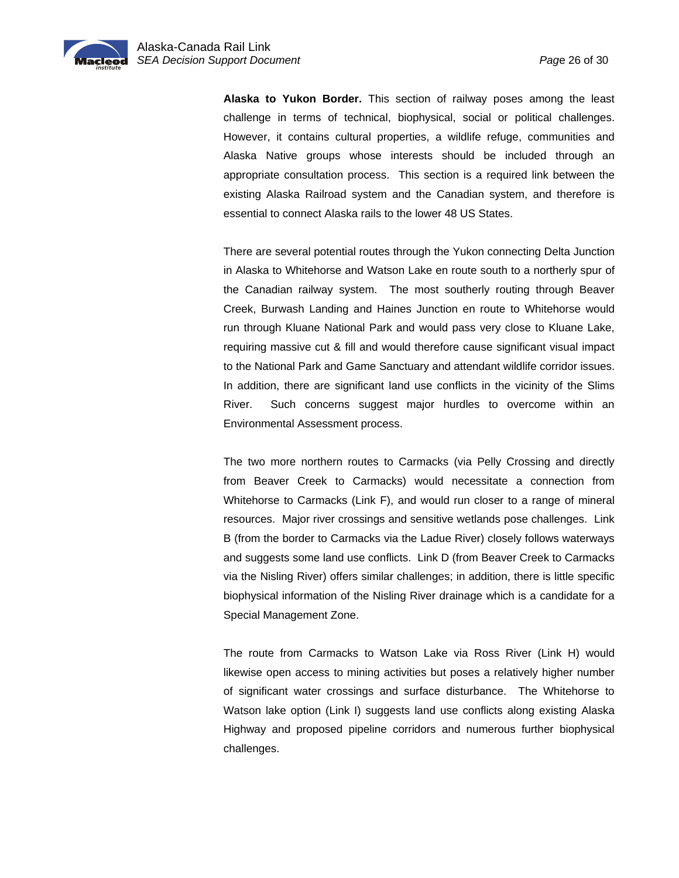**Alaska to Yukon Border.** This section of railway poses among the least challenge in terms of technical, biophysical, social or political challenges. However, it contains cultural properties, a wildlife refuge, communities and Alaska Native groups whose interests should be included through an appropriate consultation process. This section is a required link between the existing Alaska Railroad system and the Canadian system, and therefore is essential to connect Alaska rails to the lower 48 US States.

There are several potential routes through the Yukon connecting Delta Junction in Alaska to Whitehorse and Watson Lake en route south to a northerly spur of the Canadian railway system. The most southerly routing through Beaver Creek, Burwash Landing and Haines Junction en route to Whitehorse would run through Kluane National Park and would pass very close to Kluane Lake, requiring massive cut & fill and would therefore cause significant visual impact to the National Park and Game Sanctuary and attendant wildlife corridor issues. In addition, there are significant land use conflicts in the vicinity of the Slims River. Such concerns suggest major hurdles to overcome within an Environmental Assessment process.

The two more northern routes to Carmacks (via Pelly Crossing and directly from Beaver Creek to Carmacks) would necessitate a connection from Whitehorse to Carmacks (Link F), and would run closer to a range of mineral resources. Major river crossings and sensitive wetlands pose challenges. Link B (from the border to Carmacks via the Ladue River) closely follows waterways and suggests some land use conflicts. Link D (from Beaver Creek to Carmacks via the Nisling River) offers similar challenges; in addition, there is little specific biophysical information of the Nisling River drainage which is a candidate for a Special Management Zone.

The route from Carmacks to Watson Lake via Ross River (Link H) would likewise open access to mining activities but poses a relatively higher number of significant water crossings and surface disturbance. The Whitehorse to Watson lake option (Link I) suggests land use conflicts along existing Alaska Highway and proposed pipeline corridors and numerous further biophysical challenges.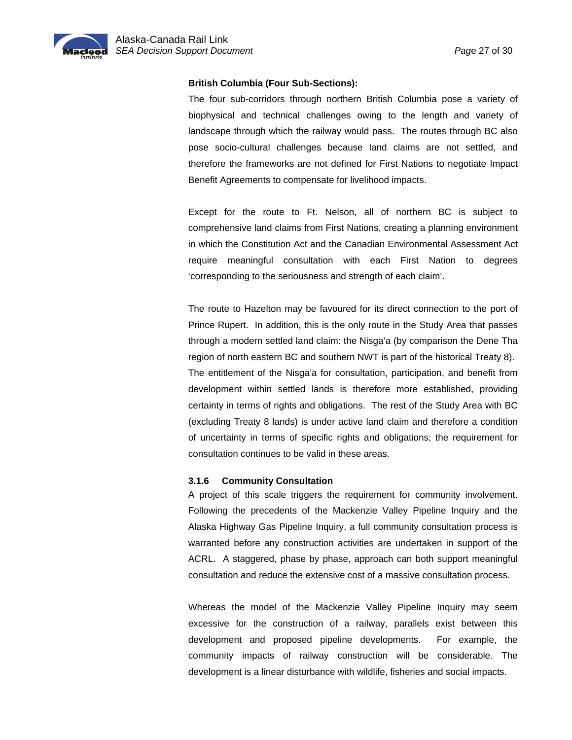**British Columbia (Four Sub-Sections):**

The four sub-corridors through northern British Columbia pose a variety of biophysical and technical challenges owing to the length and variety of landscape through which the railway would pass. The routes through BC also pose socio-cultural challenges because land claims are not settled, and therefore the frameworks are not defined for First Nations to negotiate Impact Benefit Agreements to compensate for livelihood impacts.

Except for the route to Ft. Nelson, all of northern BC is subject to comprehensive land claims from First Nations, creating a planning environment in which the Constitution Act and the Canadian Environmental Assessment Act require meaningful consultation with each First Nation to degrees 'corresponding to the seriousness and strength of each claim'.

The route to Hazelton may be favoured for its direct connection to the port of Prince Rupert. In addition, this is the only route in the Study Area that passes through a modern settled land claim: the Nisga'a (by comparison the Dene Tha region of north eastern BC and southern NWT is part of the historical Treaty 8). The entitlement of the Nisga'a for consultation, participation, and benefit from development within settled lands is therefore more established, providing certainty in terms of rights and obligations. The rest of the Study Area with BC (excluding Treaty 8 lands) is under active land claim and therefore a condition of uncertainty in terms of specific rights and obligations; the requirement for consultation continues to be valid in these areas.

### 3.1.6 Community Consultation

A project of this scale triggers the requirement for community involvement. Following the precedents of the Mackenzie Valley Pipeline Inquiry and the Alaska Highway Gas Pipeline Inquiry, a full community consultation process is warranted before any construction activities are undertaken in support of the ACRL. A staggered, phase by phase, approach can both support meaningful consultation and reduce the extensive cost of a massive consultation process.

Whereas the model of the Mackenzie Valley Pipeline Inquiry may seem excessive for the construction of a railway, parallels exist between this development and proposed pipeline developments. For example, the community impacts of railway construction will be considerable. The development is a linear disturbance with wildlife, fisheries and social impacts.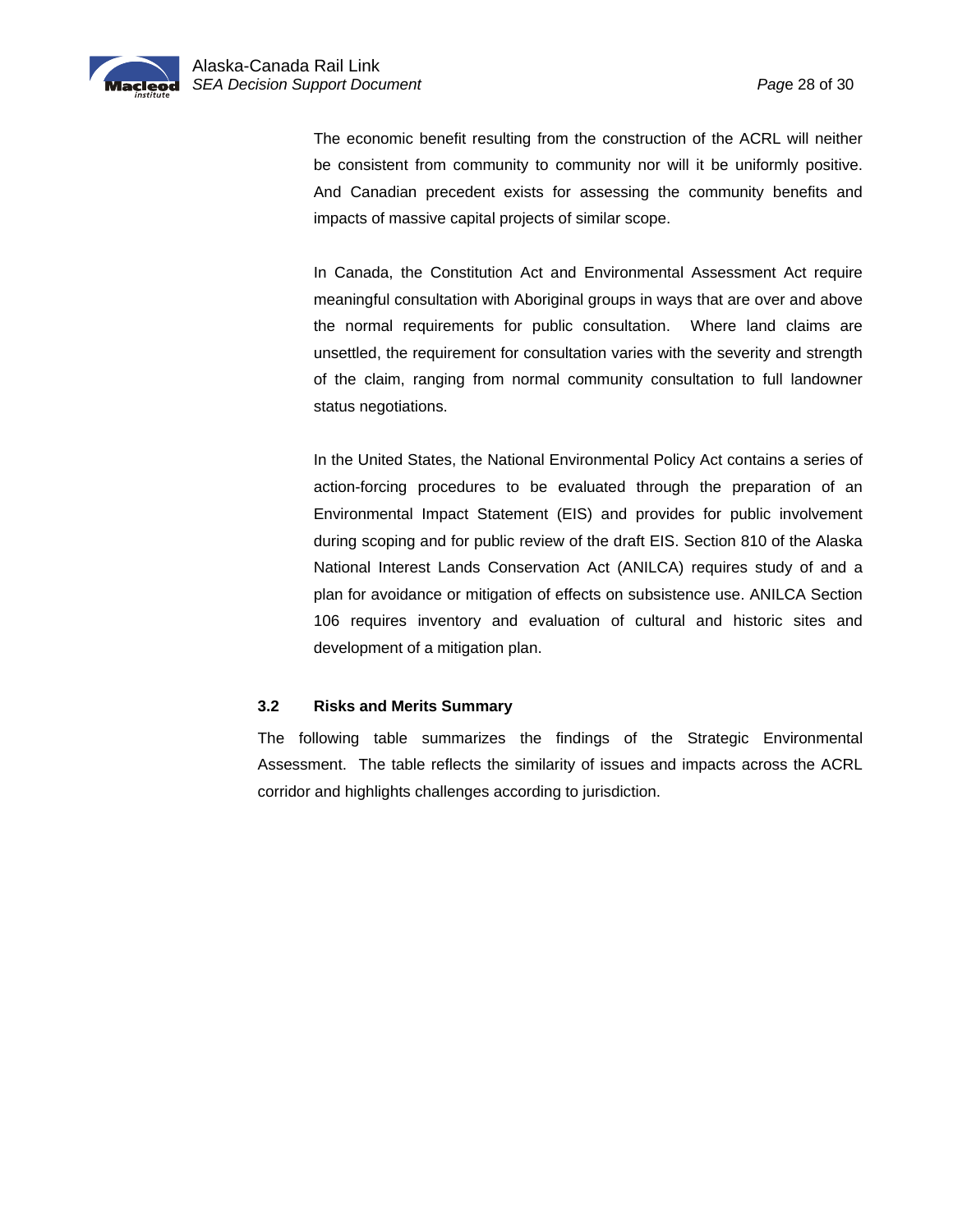The economic benefit resulting from the construction of the ACRL will neither be consistent from community to community nor will it be uniformly positive. And Canadian precedent exists for assessing the community benefits and impacts of massive capital projects of similar scope.

In Canada, the Constitution Act and Environmental Assessment Act require meaningful consultation with Aboriginal groups in ways that are over and above the normal requirements for public consultation. Where land claims are unsettled, the requirement for consultation varies with the severity and strength of the claim, ranging from normal community consultation to full landowner status negotiations.

In the United States, the National Environmental Policy Act contains a series of action-forcing procedures to be evaluated through the preparation of an Environmental Impact Statement (EIS) and provides for public involvement during scoping and for public review of the draft EIS. Section 810 of the Alaska National Interest Lands Conservation Act (ANILCA) requires study of and a plan for avoidance or mitigation of effects on subsistence use. ANILCA Section 106 requires inventory and evaluation of cultural and historic sites and development of a mitigation plan.

### 3.2 Risks and Merits Summary

The following table summarizes the findings of the Strategic Environmental Assessment. The table reflects the similarity of issues and impacts across the ACRL corridor and highlights challenges according to jurisdiction.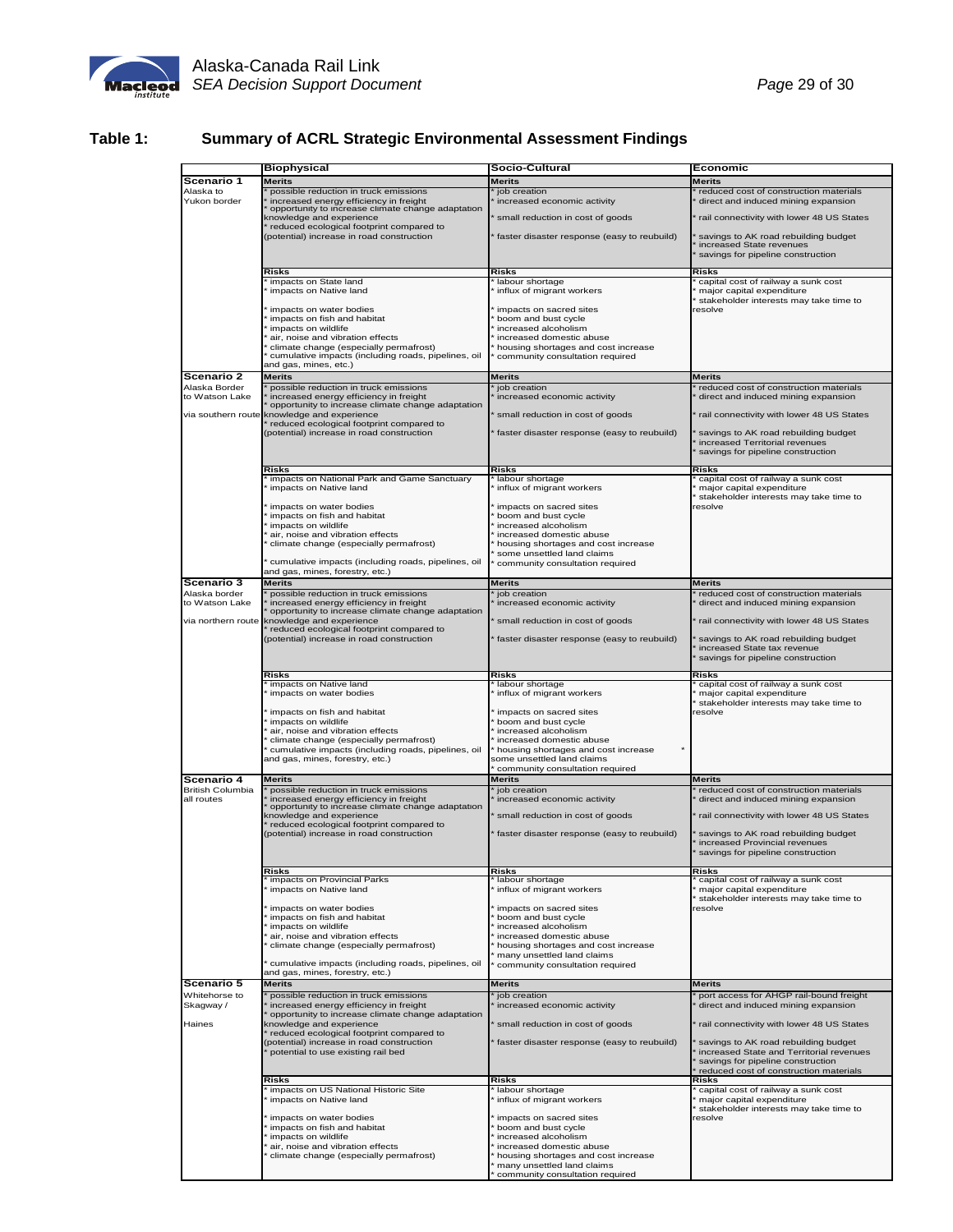## Table 1: Summary of ACRL Strategic Environmental Assessment Findings

| | Biophysical | Socio-Cultural | Economic |
|---|---|---|---|
| **Scenario 1** Alaska to Yukon border | **Merits**<br>* possible reduction in truck emissions<br>* increased energy efficiency in freight<br>* opportunity to increase climate change adaptation knowledge and experience<br>* reduced ecological footprint compared to (potential) increase in road construction | **Merits**<br>* job creation<br>* increased economic activity<br>* small reduction in cost of goods<br>* faster disaster response (easy to reubuild) | **Merits**<br>* reduced cost of construction materials<br>* direct and induced mining expansion<br>* rail connectivity with lower 48 US States<br>* savings to AK road rebuilding budget<br>* increased State revenues<br>* savings for pipeline construction |
| | **Risks**<br>* impacts on State land<br>* impacts on Native land<br>* impacts on water bodies<br>* impacts on fish and habitat<br>* impacts on wildlife<br>* air, noise and vibration effects<br>* climate change (especially permafrost)<br>* cumulative impacts (including roads, pipelines, oil and gas, mines, etc.) | **Risks**<br>* labour shortage<br>* influx of migrant workers<br>* impacts on sacred sites<br>* boom and bust cycle<br>* increased alcoholism<br>* increased domestic abuse<br>* housing shortages and cost increase<br>* community consultation required | **Risks**<br>* capital cost of railway a sunk cost<br>* major capital expenditure<br>* stakeholder interests may take time to resolve |
| **Scenario 2** Alaska Border to Watson Lake via southern route | **Merits**<br>* possible reduction in truck emissions<br>* increased energy efficiency in freight<br>* opportunity to increase climate change adaptation knowledge and experience<br>* reduced ecological footprint compared to (potential) increase in road construction | **Merits**<br>* job creation<br>* increased economic activity<br>* small reduction in cost of goods<br>* faster disaster response (easy to reubuild) | **Merits**<br>* reduced cost of construction materials<br>* direct and induced mining expansion<br>* rail connectivity with lower 48 US States<br>* savings to AK road rebuilding budget<br>* increased Territorial revenues<br>* savings for pipeline construction |
| | **Risks**<br>* impacts on National Park and Game Sanctuary<br>* impacts on Native land<br>* impacts on water bodies<br>* impacts on fish and habitat<br>* impacts on wildlife<br>* air, noise and vibration effects<br>* climate change (especially permafrost)<br>* cumulative impacts (including roads, pipelines, oil and gas, mines, forestry, etc.) | **Risks**<br>* labour shortage<br>* influx of migrant workers<br>* impacts on sacred sites<br>* boom and bust cycle<br>* increased alcoholism<br>* increased domestic abuse<br>* housing shortages and cost increase<br>* some unsettled land claims<br>* community consultation required | **Risks**<br>* capital cost of railway a sunk cost<br>* major capital expenditure<br>* stakeholder interests may take time to resolve |
| **Scenario 3** Alaska border to Watson Lake via northern route | **Merits**<br>* possible reduction in truck emissions<br>* increased energy efficiency in freight<br>* opportunity to increase climate change adaptation knowledge and experience<br>* reduced ecological footprint compared to (potential) increase in road construction | **Merits**<br>* job creation<br>* increased economic activity<br>* small reduction in cost of goods<br>* faster disaster response (easy to reubuild) | **Merits**<br>* reduced cost of construction materials<br>* direct and induced mining expansion<br>* rail connectivity with lower 48 US States<br>* savings to AK road rebuilding budget<br>* increased State tax revenue<br>* savings for pipeline construction |
| | **Risks**<br>* impacts on Native land<br>* impacts on water bodies<br>* impacts on fish and habitat<br>* impacts on wildlife<br>* air, noise and vibration effects<br>* climate change (especially permafrost)<br>* cumulative impacts (including roads, pipelines, oil and gas, mines, forestry, etc.) | **Risks**<br>* labour shortage<br>* influx of migrant workers<br>* impacts on sacred sites<br>* boom and bust cycle<br>* increased alcoholism<br>* increased domestic abuse<br>* housing shortages and cost increase *<br>some unsettled land claims<br>* community consultation required | **Risks**<br>* capital cost of railway a sunk cost<br>* major capital expenditure<br>* stakeholder interests may take time to resolve |
| **Scenario 4** British Columbia all routes | **Merits**<br>* possible reduction in truck emissions<br>* increased energy efficiency in freight<br>* opportunity to increase climate change adaptation knowledge and experience<br>* reduced ecological footprint compared to (potential) increase in road construction | **Merits**<br>* job creation<br>* increased economic activity<br>* small reduction in cost of goods<br>* faster disaster response (easy to reubuild) | **Merits**<br>* reduced cost of construction materials<br>* direct and induced mining expansion<br>* rail connectivity with lower 48 US States<br>* savings to AK road rebuilding budget<br>* increased Provincial revenues<br>* savings for pipeline construction |
| | **Risks**<br>* impacts on Provincial Parks<br>* impacts on Native land<br>* impacts on water bodies<br>* impacts on fish and habitat<br>* impacts on wildlife<br>* air, noise and vibration effects<br>* climate change (especially permafrost)<br>* cumulative impacts (including roads, pipelines, oil and gas, mines, forestry, etc.) | **Risks**<br>* labour shortage<br>* influx of migrant workers<br>* impacts on sacred sites<br>* boom and bust cycle<br>* increased alcoholism<br>* increased domestic abuse<br>* housing shortages and cost increase<br>* many unsettled land claims<br>* community consultation required | **Risks**<br>* capital cost of railway a sunk cost<br>* major capital expenditure<br>* stakeholder interests may take time to resolve |
| **Scenario 5** Whitehorse to Skagway / Haines | **Merits**<br>* possible reduction in truck emissions<br>* increased energy efficiency in freight<br>* opportunity to increase climate change adaptation knowledge and experience<br>* reduced ecological footprint compared to (potential) increase in road construction<br>* potential to use existing rail bed | **Merits**<br>* job creation<br>* increased economic activity<br>* small reduction in cost of goods<br>* faster disaster response (easy to reubuild) | **Merits**<br>* port access for AHGP rail-bound freight<br>* direct and induced mining expansion<br>* rail connectivity with lower 48 US States<br>* savings to AK road rebuilding budget<br>* increased State and Territorial revenues<br>* savings for pipeline construction<br>* reduced cost of construction materials |
| | **Risks**<br>* impacts on US National Historic Site<br>* impacts on Native land<br>* impacts on water bodies<br>* impacts on fish and habitat<br>* impacts on wildlife<br>* air, noise and vibration effects<br>* climate change (especially permafrost) | **Risks**<br>* labour shortage<br>* influx of migrant workers<br>* impacts on sacred sites<br>* boom and bust cycle<br>* increased alcoholism<br>* increased domestic abuse<br>* housing shortages and cost increase<br>* many unsettled land claims<br>* community consultation required | **Risks**<br>* capital cost of railway a sunk cost<br>* major capital expenditure<br>* stakeholder interests may take time to resolve |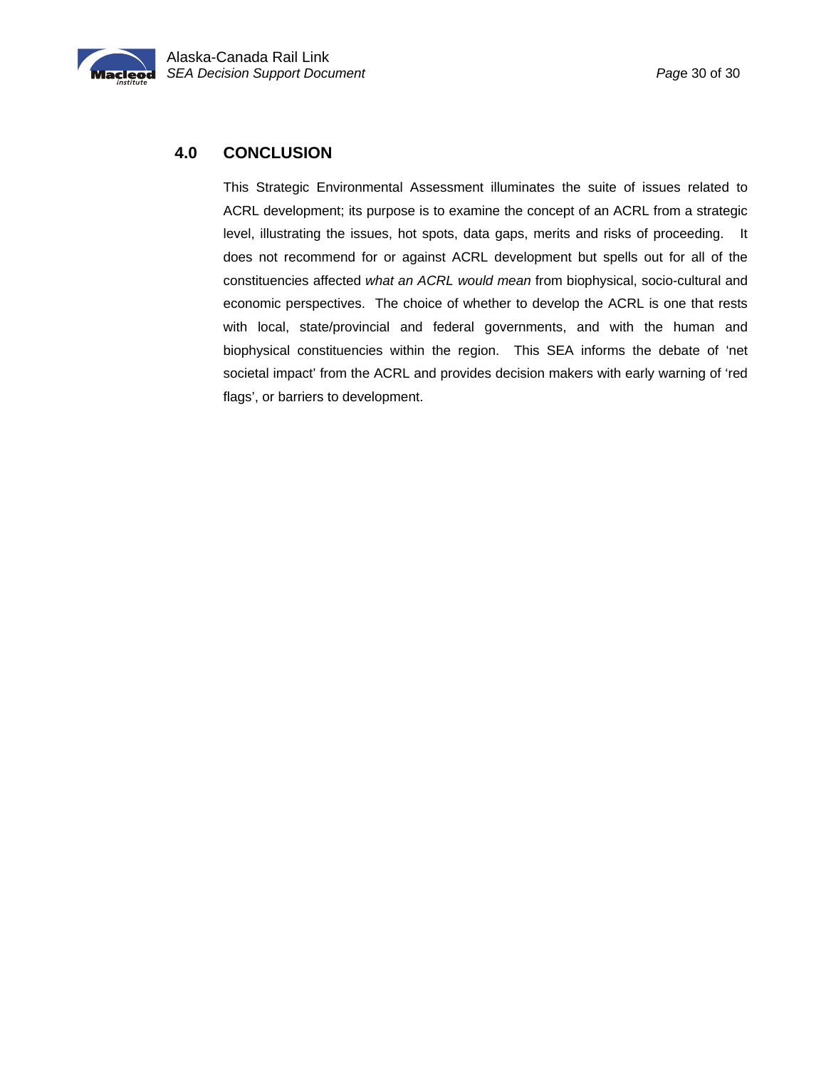## 4.0 CONCLUSION

This Strategic Environmental Assessment illuminates the suite of issues related to ACRL development; its purpose is to examine the concept of an ACRL from a strategic level, illustrating the issues, hot spots, data gaps, merits and risks of proceeding. It does not recommend for or against ACRL development but spells out for all of the constituencies affected *what an ACRL would mean* from biophysical, socio-cultural and economic perspectives. The choice of whether to develop the ACRL is one that rests with local, state/provincial and federal governments, and with the human and biophysical constituencies within the region. This SEA informs the debate of 'net societal impact' from the ACRL and provides decision makers with early warning of 'red flags', or barriers to development.